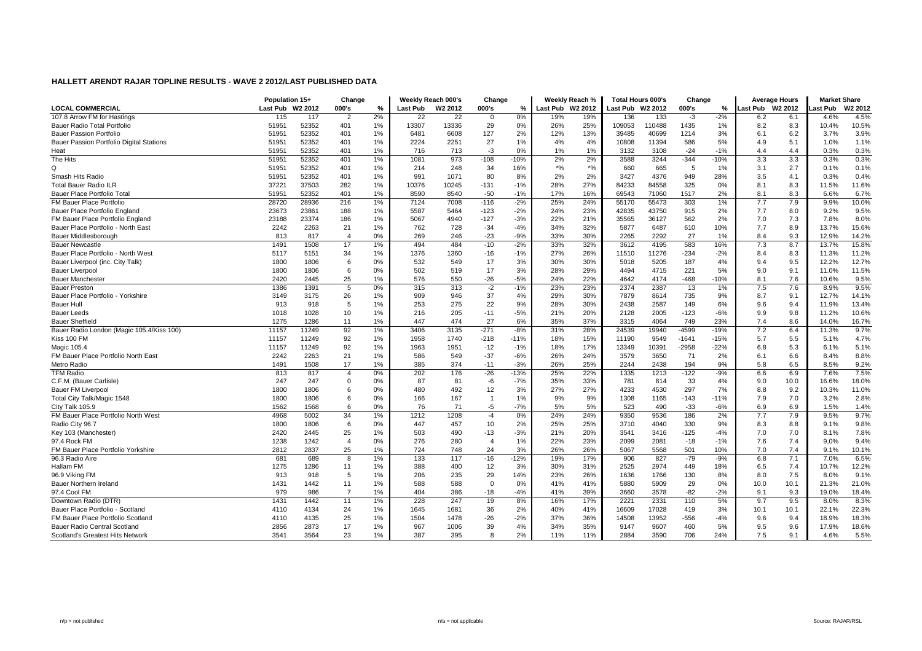## HALLETT ARENDT RAJAR TOPLINE RESULTS - WAVE 2 2012/LAST PUBLISHED DATA

| LOCAL COMMERCIAL | Population 15+ | | Change | | Weekly Reach 000's | | Change | | Weekly Reach % | | Total Hours 000's | | Change | | Average Hours | | Market Share | |
|---|---|---|---|---|---|---|---|---|---|---|---|---|---|---|---|---|---|---|
| | Last Pub | W2 2012 | 000's | % | Last Pub | W2 2012 | 000's | % | Last Pub | W2 2012 | Last Pub | W2 2012 | 000's | % | Last Pub | W2 2012 | Last Pub | W2 2012 |
| 107.8 Arrow FM for Hastings | 115 | 117 | 2 | 2% | 22 | 22 | 0 | 0% | 19% | 19% | 136 | 133 | -3 | -2% | 6.2 | 6.1 | 4.6% | 4.5% |
| Bauer Radio Total Portfolio | 51951 | 52352 | 401 | 1% | 13307 | 13336 | 29 | 0% | 26% | 25% | 109053 | 110488 | 1435 | 1% | 8.2 | 8.3 | 10.4% | 10.5% |
| Bauer Passion Portfolio | 51951 | 52352 | 401 | 1% | 6481 | 6608 | 127 | 2% | 12% | 13% | 39485 | 40699 | 1214 | 3% | 6.1 | 6.2 | 3.7% | 3.9% |
| Bauer Passion Portfolio Digital Stations | 51951 | 52352 | 401 | 1% | 2224 | 2251 | 27 | 1% | 4% | 4% | 10808 | 11394 | 586 | 5% | 4.9 | 5.1 | 1.0% | 1.1% |
| Heat | 51951 | 52352 | 401 | 1% | 716 | 713 | -3 | 0% | 1% | 1% | 3132 | 3108 | -24 | -1% | 4.4 | 4.4 | 0.3% | 0.3% |
| The Hits | 51951 | 52352 | 401 | 1% | 1081 | 973 | -108 | -10% | 2% | 2% | 3588 | 3244 | -344 | -10% | 3.3 | 3.3 | 0.3% | 0.3% |
| Q | 51951 | 52352 | 401 | 1% | 214 | 248 | 34 | 16% | *% | *% | 660 | 665 | 5 | 1% | 3.1 | 2.7 | 0.1% | 0.1% |
| Smash Hits Radio | 51951 | 52352 | 401 | 1% | 991 | 1071 | 80 | 8% | 2% | 2% | 3427 | 4376 | 949 | 28% | 3.5 | 4.1 | 0.3% | 0.4% |
| Total Bauer Radio ILR | 37221 | 37503 | 282 | 1% | 10376 | 10245 | -131 | -1% | 28% | 27% | 84233 | 84558 | 325 | 0% | 8.1 | 8.3 | 11.5% | 11.6% |
| Bauer Place Portfolio Total | 51951 | 52352 | 401 | 1% | 8590 | 8540 | -50 | -1% | 17% | 16% | 69543 | 71060 | 1517 | 2% | 8.1 | 8.3 | 6.6% | 6.7% |
| FM Bauer Place Portfolio | 28720 | 28936 | 216 | 1% | 7124 | 7008 | -116 | -2% | 25% | 24% | 55170 | 55473 | 303 | 1% | 7.7 | 7.9 | 9.9% | 10.0% |
| Bauer Place Portfolio England | 23673 | 23861 | 188 | 1% | 5587 | 5464 | -123 | -2% | 24% | 23% | 42835 | 43750 | 915 | 2% | 7.7 | 8.0 | 9.2% | 9.5% |
| FM Bauer Place Portfolio England | 23188 | 23374 | 186 | 1% | 5067 | 4940 | -127 | -3% | 22% | 21% | 35565 | 36127 | 562 | 2% | 7.0 | 7.3 | 7.8% | 8.0% |
| Bauer Place Portfolio - North East | 2242 | 2263 | 21 | 1% | 762 | 728 | -34 | -4% | 34% | 32% | 5877 | 6487 | 610 | 10% | 7.7 | 8.9 | 13.7% | 15.6% |
| Bauer Middlesborough | 813 | 817 | 4 | 0% | 269 | 246 | -23 | -9% | 33% | 30% | 2265 | 2292 | 27 | 1% | 8.4 | 9.3 | 12.9% | 14.2% |
| Bauer Newcastle | 1491 | 1508 | 17 | 1% | 494 | 484 | -10 | -2% | 33% | 32% | 3612 | 4195 | 583 | 16% | 7.3 | 8.7 | 13.7% | 15.8% |
| Bauer Place Portfolio - North West | 5117 | 5151 | 34 | 1% | 1376 | 1360 | -16 | -1% | 27% | 26% | 11510 | 11276 | -234 | -2% | 8.4 | 8.3 | 11.3% | 11.2% |
| Bauer Liverpool (inc. City Talk) | 1800 | 1806 | 6 | 0% | 532 | 549 | 17 | 3% | 30% | 30% | 5018 | 5205 | 187 | 4% | 9.4 | 9.5 | 12.2% | 12.7% |
| Bauer Liverpool | 1800 | 1806 | 6 | 0% | 502 | 519 | 17 | 3% | 28% | 29% | 4494 | 4715 | 221 | 5% | 9.0 | 9.1 | 11.0% | 11.5% |
| Bauer Manchester | 2420 | 2445 | 25 | 1% | 576 | 550 | -26 | -5% | 24% | 22% | 4642 | 4174 | -468 | -10% | 8.1 | 7.6 | 10.6% | 9.5% |
| Bauer Preston | 1386 | 1391 | 5 | 0% | 315 | 313 | -2 | -1% | 23% | 23% | 2374 | 2387 | 13 | 1% | 7.5 | 7.6 | 8.9% | 9.5% |
| Bauer Place Portfolio - Yorkshire | 3149 | 3175 | 26 | 1% | 909 | 946 | 37 | 4% | 29% | 30% | 7879 | 8614 | 735 | 9% | 8.7 | 9.1 | 12.7% | 14.1% |
| Bauer Hull | 913 | 918 | 5 | 1% | 253 | 275 | 22 | 9% | 28% | 30% | 2438 | 2587 | 149 | 6% | 9.6 | 9.4 | 11.9% | 13.4% |
| Bauer Leeds | 1018 | 1028 | 10 | 1% | 216 | 205 | -11 | -5% | 21% | 20% | 2128 | 2005 | -123 | -6% | 9.9 | 9.8 | 11.2% | 10.6% |
| Bauer Sheffield | 1275 | 1286 | 11 | 1% | 447 | 474 | 27 | 6% | 35% | 37% | 3315 | 4064 | 749 | 23% | 7.4 | 8.6 | 14.0% | 16.7% |
| Bauer Radio London (Magic 105.4/Kiss 100) | 11157 | 11249 | 92 | 1% | 3406 | 3135 | -271 | -8% | 31% | 28% | 24539 | 19940 | -4599 | -19% | 7.2 | 6.4 | 11.3% | 9.7% |
| Kiss 100 FM | 11157 | 11249 | 92 | 1% | 1958 | 1740 | -218 | -11% | 18% | 15% | 11190 | 9549 | -1641 | -15% | 5.7 | 5.5 | 5.1% | 4.7% |
| Magic 105.4 | 11157 | 11249 | 92 | 1% | 1963 | 1951 | -12 | -1% | 18% | 17% | 13349 | 10391 | -2958 | -22% | 6.8 | 5.3 | 6.1% | 5.1% |
| FM Bauer Place Portfolio North East | 2242 | 2263 | 21 | 1% | 586 | 549 | -37 | -6% | 26% | 24% | 3579 | 3650 | 71 | 2% | 6.1 | 6.6 | 8.4% | 8.8% |
| Metro Radio | 1491 | 1508 | 17 | 1% | 385 | 374 | -11 | -3% | 26% | 25% | 2244 | 2438 | 194 | 9% | 5.8 | 6.5 | 8.5% | 9.2% |
| TFM Radio | 813 | 817 | 4 | 0% | 202 | 176 | -26 | -13% | 25% | 22% | 1335 | 1213 | -122 | -9% | 6.6 | 6.9 | 7.6% | 7.5% |
| C.F.M. (Bauer Carlisle) | 247 | 247 | 0 | 0% | 87 | 81 | -6 | -7% | 35% | 33% | 781 | 814 | 33 | 4% | 9.0 | 10.0 | 16.6% | 18.0% |
| Bauer FM Liverpool | 1800 | 1806 | 6 | 0% | 480 | 492 | 12 | 3% | 27% | 27% | 4233 | 4530 | 297 | 7% | 8.8 | 9.2 | 10.3% | 11.0% |
| Total City Talk/Magic 1548 | 1800 | 1806 | 6 | 0% | 166 | 167 | 1 | 1% | 9% | 9% | 1308 | 1165 | -143 | -11% | 7.9 | 7.0 | 3.2% | 2.8% |
| City Talk 105.9 | 1562 | 1568 | 6 | 0% | 76 | 71 | -5 | -7% | 5% | 5% | 523 | 490 | -33 | -6% | 6.9 | 6.9 | 1.5% | 1.4% |
| FM Bauer Place Portfolio North West | 4968 | 5002 | 34 | 1% | 1212 | 1208 | -4 | 0% | 24% | 24% | 9350 | 9536 | 186 | 2% | 7.7 | 7.9 | 9.5% | 9.7% |
| Radio City 96.7 | 1800 | 1806 | 6 | 0% | 447 | 457 | 10 | 2% | 25% | 25% | 3710 | 4040 | 330 | 9% | 8.3 | 8.8 | 9.1% | 9.8% |
| Key 103 (Manchester) | 2420 | 2445 | 25 | 1% | 503 | 490 | -13 | -3% | 21% | 20% | 3541 | 3416 | -125 | -4% | 7.0 | 7.0 | 8.1% | 7.8% |
| 97.4 Rock FM | 1238 | 1242 | 4 | 0% | 276 | 280 | 4 | 1% | 22% | 23% | 2099 | 2081 | -18 | -1% | 7.6 | 7.4 | 9.0% | 9.4% |
| FM Bauer Place Portfolio Yorkshire | 2812 | 2837 | 25 | 1% | 724 | 748 | 24 | 3% | 26% | 26% | 5067 | 5568 | 501 | 10% | 7.0 | 7.4 | 9.1% | 10.1% |
| 96.3 Radio Aire | 681 | 689 | 8 | 1% | 133 | 117 | -16 | -12% | 19% | 17% | 906 | 827 | -79 | -9% | 6.8 | 7.1 | 7.0% | 6.5% |
| Hallam FM | 1275 | 1286 | 11 | 1% | 388 | 400 | 12 | 3% | 30% | 31% | 2525 | 2974 | 449 | 18% | 6.5 | 7.4 | 10.7% | 12.2% |
| 96.9 Viking FM | 913 | 918 | 5 | 1% | 206 | 235 | 29 | 14% | 23% | 26% | 1636 | 1766 | 130 | 8% | 8.0 | 7.5 | 8.0% | 9.1% |
| Bauer Northern Ireland | 1431 | 1442 | 11 | 1% | 588 | 588 | 0 | 0% | 41% | 41% | 5880 | 5909 | 29 | 0% | 10.0 | 10.1 | 21.3% | 21.0% |
| 97.4 Cool FM | 979 | 986 | 7 | 1% | 404 | 386 | -18 | -4% | 41% | 39% | 3660 | 3578 | -82 | -2% | 9.1 | 9.3 | 19.0% | 18.4% |
| Downtown Radio (DTR) | 1431 | 1442 | 11 | 1% | 228 | 247 | 19 | 8% | 16% | 17% | 2221 | 2331 | 110 | 5% | 9.7 | 9.5 | 8.0% | 8.3% |
| Bauer Place Portfolio - Scotland | 4110 | 4134 | 24 | 1% | 1645 | 1681 | 36 | 2% | 40% | 41% | 16609 | 17028 | 419 | 3% | 10.1 | 10.1 | 22.1% | 22.3% |
| FM Bauer Place Portfolio Scotland | 4110 | 4135 | 25 | 1% | 1504 | 1478 | -26 | -2% | 37% | 36% | 14508 | 13952 | -556 | -4% | 9.6 | 9.4 | 18.9% | 18.3% |
| Bauer Radio Central Scotland | 2856 | 2873 | 17 | 1% | 967 | 1006 | 39 | 4% | 34% | 35% | 9147 | 9607 | 460 | 5% | 9.5 | 9.6 | 17.9% | 18.6% |
| Scotland's Greatest Hits Network | 3541 | 3564 | 23 | 1% | 387 | 395 | 8 | 2% | 11% | 11% | 2884 | 3590 | 706 | 24% | 7.5 | 9.1 | 4.6% | 5.5% |

n/p = not published n/a = not applicable Source: RAJAR/RSL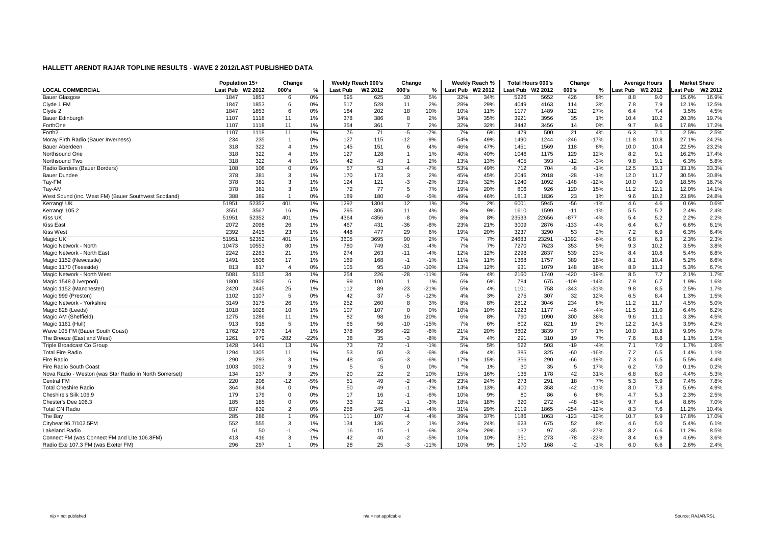# HALLETT ARENDT RAJAR TOPLINE RESULTS - WAVE 2 2012/LAST PUBLISHED DATA

| LOCAL COMMERCIAL | Population 15+ Last Pub | Population 15+ W2 2012 | Change 000's | Change % | Weekly Reach 000's Last Pub | Weekly Reach 000's W2 2012 | Change 000's | Change % | Weekly Reach % Last Pub | Weekly Reach % W2 2012 | Total Hours 000's Last Pub | Total Hours 000's W2 2012 | Change 000's | Change % | Average Hours Last Pub | Average Hours W2 2012 | Market Share Last Pub | Market Share W2 2012 |
|---|---|---|---|---|---|---|---|---|---|---|---|---|---|---|---|---|---|---|
| Bauer Glasgow | 1847 | 1853 | 6 | 0% | 595 | 625 | 30 | 5% | 32% | 34% | 5226 | 5652 | 426 | 8% | 8.8 | 9.0 | 15.6% | 16.9% |
| Clyde 1 FM | 1847 | 1853 | 6 | 0% | 517 | 528 | 11 | 2% | 28% | 29% | 4049 | 4163 | 114 | 3% | 7.8 | 7.9 | 12.1% | 12.5% |
| Clyde 2 | 1847 | 1853 | 6 | 0% | 184 | 202 | 18 | 10% | 10% | 11% | 1177 | 1489 | 312 | 27% | 6.4 | 7.4 | 3.5% | 4.5% |
| Bauer Edinburgh | 1107 | 1118 | 11 | 1% | 378 | 386 | 8 | 2% | 34% | 35% | 3921 | 3956 | 35 | 1% | 10.4 | 10.2 | 20.3% | 19.7% |
| ForthOne | 1107 | 1118 | 11 | 1% | 354 | 361 | 7 | 2% | 32% | 32% | 3442 | 3456 | 14 | 0% | 9.7 | 9.6 | 17.8% | 17.2% |
| Forth2 | 1107 | 1118 | 11 | 1% | 76 | 71 | -5 | -7% | 7% | 6% | 479 | 500 | 21 | 4% | 6.3 | 7.1 | 2.5% | 2.5% |
| Moray Firth Radio (Bauer Inverness) | 234 | 235 | 1 | 0% | 127 | 115 | -12 | -9% | 54% | 49% | 1490 | 1244 | -246 | -17% | 11.8 | 10.8 | 27.1% | 24.2% |
| Bauer Aberdeen | 318 | 322 | 4 | 1% | 145 | 151 | 6 | 4% | 46% | 47% | 1451 | 1569 | 118 | 8% | 10.0 | 10.4 | 22.5% | 23.2% |
| Northsound One | 318 | 322 | 4 | 1% | 127 | 128 | 1 | 1% | 40% | 40% | 1046 | 1175 | 129 | 12% | 8.2 | 9.1 | 16.2% | 17.4% |
| Northsound Two | 318 | 322 | 4 | 1% | 42 | 43 | 1 | 2% | 13% | 13% | 405 | 393 | -12 | -3% | 9.8 | 9.1 | 6.3% | 5.8% |
| Radio Borders (Bauer Borders) | 108 | 108 | 0 | 0% | 57 | 53 | -4 | -7% | 53% | 49% | 712 | 704 | -8 | -1% | 12.5 | 13.3 | 33.1% | 33.3% |
| Bauer Dundee | 378 | 381 | 3 | 1% | 170 | 173 | 3 | 2% | 45% | 45% | 2046 | 2018 | -28 | -1% | 12.0 | 11.7 | 30.5% | 30.8% |
| Tay-FM | 378 | 381 | 3 | 1% | 124 | 121 | -3 | -2% | 33% | 32% | 1240 | 1092 | -148 | -12% | 10.0 | 9.0 | 18.5% | 16.7% |
| Tay-AM | 378 | 381 | 3 | 1% | 72 | 77 | 5 | 7% | 19% | 20% | 806 | 926 | 120 | 15% | 11.2 | 12.1 | 12.0% | 14.1% |
| West Sound (inc. West FM) (Bauer Southwest Scotland) | 388 | 389 | 1 | 0% | 189 | 180 | -9 | -5% | 49% | 46% | 1813 | 1836 | 23 | 1% | 9.6 | 10.2 | 23.8% | 24.8% |
| Kerrang! UK | 51951 | 52352 | 401 | 1% | 1292 | 1304 | 12 | 1% | 2% | 2% | 6001 | 5945 | -56 | -1% | 4.6 | 4.6 | 0.6% | 0.6% |
| Kerrang! 105.2 | 3551 | 3567 | 16 | 0% | 295 | 306 | 11 | 4% | 8% | 9% | 1610 | 1599 | -11 | -1% | 5.5 | 5.2 | 2.4% | 2.4% |
| Kiss UK | 51951 | 52352 | 401 | 1% | 4364 | 4356 | -8 | 0% | 8% | 8% | 23533 | 22656 | -877 | -4% | 5.4 | 5.2 | 2.2% | 2.2% |
| Kiss East | 2072 | 2098 | 26 | 1% | 467 | 431 | -36 | -8% | 23% | 21% | 3009 | 2876 | -133 | -4% | 6.4 | 6.7 | 6.6% | 6.1% |
| Kiss West | 2392 | 2415 | 23 | 1% | 448 | 477 | 29 | 6% | 19% | 20% | 3237 | 3290 | 53 | 2% | 7.2 | 6.9 | 6.3% | 6.4% |
| Magic UK | 51951 | 52352 | 401 | 1% | 3605 | 3695 | 90 | 2% | 7% | 7% | 24683 | 23291 | -1392 | -6% | 6.8 | 6.3 | 2.3% | 2.3% |
| Magic Network - North | 10473 | 10553 | 80 | 1% | 780 | 749 | -31 | -4% | 7% | 7% | 7270 | 7623 | 353 | 5% | 9.3 | 10.2 | 3.5% | 3.8% |
| Magic Network - North East | 2242 | 2263 | 21 | 1% | 274 | 263 | -11 | -4% | 12% | 12% | 2298 | 2837 | 539 | 23% | 8.4 | 10.8 | 5.4% | 6.8% |
| Magic 1152 (Newcastle) | 1491 | 1508 | 17 | 1% | 169 | 168 | -1 | -1% | 11% | 11% | 1368 | 1757 | 389 | 28% | 8.1 | 10.4 | 5.2% | 6.6% |
| Magic 1170 (Teesside) | 813 | 817 | 4 | 0% | 105 | 95 | -10 | -10% | 13% | 12% | 931 | 1079 | 148 | 16% | 8.9 | 11.3 | 5.3% | 6.7% |
| Magic Network - North West | 5081 | 5115 | 34 | 1% | 254 | 226 | -28 | -11% | 5% | 4% | 2160 | 1740 | -420 | -19% | 8.5 | 7.7 | 2.1% | 1.7% |
| Magic 1548 (Liverpool) | 1800 | 1806 | 6 | 0% | 99 | 100 | 1 | 1% | 6% | 6% | 784 | 675 | -109 | -14% | 7.9 | 6.7 | 1.9% | 1.6% |
| Magic 1152 (Manchester) | 2420 | 2445 | 25 | 1% | 112 | 89 | -23 | -21% | 5% | 4% | 1101 | 758 | -343 | -31% | 9.8 | 8.5 | 2.5% | 1.7% |
| Magic 999 (Preston) | 1102 | 1107 | 5 | 0% | 42 | 37 | -5 | -12% | 4% | 3% | 275 | 307 | 32 | 12% | 6.5 | 8.4 | 1.3% | 1.5% |
| Magic Network - Yorkshire | 3149 | 3175 | 26 | 1% | 252 | 260 | 8 | 3% | 8% | 8% | 2812 | 3046 | 234 | 8% | 11.2 | 11.7 | 4.5% | 5.0% |
| Magic 828 (Leeds) | 1018 | 1028 | 10 | 1% | 107 | 107 | 0 | 0% | 10% | 10% | 1223 | 1177 | -46 | -4% | 11.5 | 11.0 | 6.4% | 6.2% |
| Magic AM (Sheffield) | 1275 | 1286 | 11 | 1% | 82 | 98 | 16 | 20% | 6% | 8% | 790 | 1090 | 300 | 38% | 9.6 | 11.1 | 3.3% | 4.5% |
| Magic 1161 (Hull) | 913 | 918 | 5 | 1% | 66 | 56 | -10 | -15% | 7% | 6% | 802 | 821 | 19 | 2% | 12.2 | 14.5 | 3.9% | 4.2% |
| Wave 105 FM (Bauer South Coast) | 1762 | 1776 | 14 | 1% | 378 | 356 | -22 | -6% | 21% | 20% | 3802 | 3839 | 37 | 1% | 10.0 | 10.8 | 9.9% | 9.7% |
| The Breeze (East and West) | 1261 | 979 | -282 | -22% | 38 | 35 | -3 | -8% | 3% | 4% | 291 | 310 | 19 | 7% | 7.6 | 8.8 | 1.1% | 1.5% |
| Triple Broadcast Co Group | 1428 | 1441 | 13 | 1% | 73 | 72 | -1 | -1% | 5% | 5% | 522 | 503 | -19 | -4% | 7.1 | 7.0 | 1.7% | 1.6% |
| Total Fire Radio | 1294 | 1305 | 11 | 1% | 53 | 50 | -3 | -6% | 4% | 4% | 385 | 325 | -60 | -16% | 7.2 | 6.5 | 1.4% | 1.1% |
| Fire Radio | 290 | 293 | 3 | 1% | 48 | 45 | -3 | -6% | 17% | 15% | 356 | 290 | -66 | -19% | 7.3 | 6.5 | 5.5% | 4.4% |
| Fire Radio South Coast | 1003 | 1012 | 9 | 1% | 5 | 5 | 0 | 0% | *% | 1% | 30 | 35 | 5 | 17% | 6.2 | 7.0 | 0.1% | 0.2% |
| Nova Radio - Weston (was Star Radio in North Somerset) | 134 | 137 | 3 | 2% | 20 | 22 | 2 | 10% | 15% | 16% | 136 | 178 | 42 | 31% | 6.8 | 8.0 | 4.4% | 5.3% |
| Central FM | 220 | 208 | -12 | -5% | 51 | 49 | -2 | -4% | 23% | 24% | 273 | 291 | 18 | 7% | 5.3 | 5.9 | 7.4% | 7.8% |
| Total Cheshire Radio | 364 | 364 | 0 | 0% | 50 | 49 | -1 | -2% | 14% | 13% | 400 | 358 | -42 | -11% | 8.0 | 7.3 | 5.6% | 4.9% |
| Cheshire's Silk 106.9 | 179 | 179 | 0 | 0% | 17 | 16 | -1 | -6% | 10% | 9% | 80 | 86 | 6 | 8% | 4.7 | 5.3 | 2.3% | 2.5% |
| Chester's Dee 106.3 | 185 | 185 | 0 | 0% | 33 | 32 | -1 | -3% | 18% | 18% | 320 | 272 | -48 | -15% | 9.7 | 8.4 | 8.6% | 7.0% |
| Total CN Radio | 837 | 839 | 2 | 0% | 256 | 245 | -11 | -4% | 31% | 29% | 2119 | 1865 | -254 | -12% | 8.3 | 7.6 | 11.2% | 10.4% |
| The Bay | 285 | 286 | 1 | 0% | 111 | 107 | -4 | -4% | 39% | 37% | 1186 | 1063 | -123 | -10% | 10.7 | 9.9 | 17.8% | 17.0% |
| Citybeat 96.7/102.5FM | 552 | 555 | 3 | 1% | 134 | 136 | 2 | 1% | 24% | 24% | 623 | 675 | 52 | 8% | 4.6 | 5.0 | 5.4% | 6.1% |
| Lakeland Radio | 51 | 50 | -1 | -2% | 16 | 15 | -1 | -6% | 32% | 29% | 132 | 97 | -35 | -27% | 8.2 | 6.6 | 11.2% | 8.5% |
| Connect FM (was Connect FM and Lite 106.8FM) | 413 | 416 | 3 | 1% | 42 | 40 | -2 | -5% | 10% | 10% | 351 | 273 | -78 | -22% | 8.4 | 6.9 | 4.6% | 3.6% |
| Radio Exe 107.3 FM (was Exeter FM) | 296 | 297 | 1 | 0% | 28 | 25 | -3 | -11% | 10% | 9% | 170 | 168 | -2 | -1% | 6.0 | 6.6 | 2.6% | 2.4% |

n/p = not published n/a = not applicable Source: RAJAR/RSL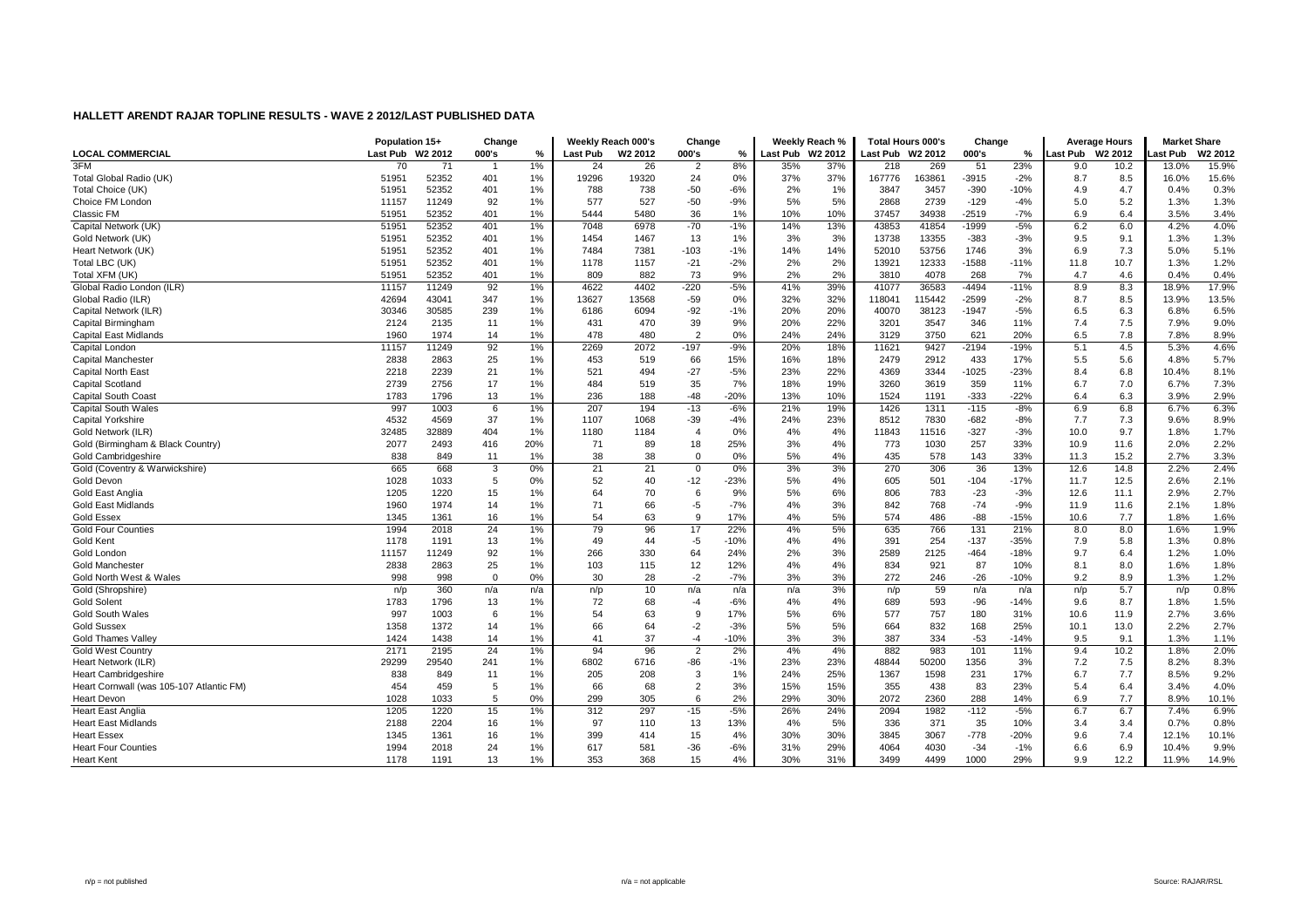# HALLETT ARENDT RAJAR TOPLINE RESULTS - WAVE 2 2012/LAST PUBLISHED DATA

| LOCAL COMMERCIAL | Population 15+ | | Change | | Weekly Reach 000's | | Change | | Weekly Reach % | | Total Hours 000's | | Change | | Average Hours | | Market Share | |
|---|---|---|---|---|---|---|---|---|---|---|---|---|---|---|---|---|---|---|
| | Last Pub | W2 2012 | 000's | % | Last Pub | W2 2012 | 000's | % | Last Pub | W2 2012 | Last Pub | W2 2012 | 000's | % | Last Pub | W2 2012 | Last Pub | W2 2012 |
| 3FM | 70 | 71 | 1 | 1% | 24 | 26 | 2 | 8% | 35% | 37% | 218 | 269 | 51 | 23% | 9.0 | 10.2 | 13.0% | 15.9% |
| Total Global Radio (UK) | 51951 | 52352 | 401 | 1% | 19296 | 19320 | 24 | 0% | 37% | 37% | 167776 | 163861 | -3915 | -2% | 8.7 | 8.5 | 16.0% | 15.6% |
| Total Choice (UK) | 51951 | 52352 | 401 | 1% | 788 | 738 | -50 | -6% | 2% | 1% | 3847 | 3457 | -390 | -10% | 4.9 | 4.7 | 0.4% | 0.3% |
| Choice FM London | 11157 | 11249 | 92 | 1% | 577 | 527 | -50 | -9% | 5% | 5% | 2868 | 2739 | -129 | -4% | 5.0 | 5.2 | 1.3% | 1.3% |
| Classic FM | 51951 | 52352 | 401 | 1% | 5444 | 5480 | 36 | 1% | 10% | 10% | 37457 | 34938 | -2519 | -7% | 6.9 | 6.4 | 3.5% | 3.4% |
| Capital Network (UK) | 51951 | 52352 | 401 | 1% | 7048 | 6978 | -70 | -1% | 14% | 13% | 43853 | 41854 | -1999 | -5% | 6.2 | 6.0 | 4.2% | 4.0% |
| Gold Network (UK) | 51951 | 52352 | 401 | 1% | 1454 | 1467 | 13 | 1% | 3% | 3% | 13738 | 13355 | -383 | -3% | 9.5 | 9.1 | 1.3% | 1.3% |
| Heart Network (UK) | 51951 | 52352 | 401 | 1% | 7484 | 7381 | -103 | -1% | 14% | 14% | 52010 | 53756 | 1746 | 3% | 6.9 | 7.3 | 5.0% | 5.1% |
| Total LBC (UK) | 51951 | 52352 | 401 | 1% | 1178 | 1157 | -21 | -2% | 2% | 2% | 13921 | 12333 | -1588 | -11% | 11.8 | 10.7 | 1.3% | 1.2% |
| Total XFM (UK) | 51951 | 52352 | 401 | 1% | 809 | 882 | 73 | 9% | 2% | 2% | 3810 | 4078 | 268 | 7% | 4.7 | 4.6 | 0.4% | 0.4% |
| Global Radio London (ILR) | 11157 | 11249 | 92 | 1% | 4622 | 4402 | -220 | -5% | 41% | 39% | 41077 | 36583 | -4494 | -11% | 8.9 | 8.3 | 18.9% | 17.9% |
| Global Radio (ILR) | 42694 | 43041 | 347 | 1% | 13627 | 13568 | -59 | 0% | 32% | 32% | 118041 | 115442 | -2599 | -2% | 8.7 | 8.5 | 13.9% | 13.5% |
| Capital Network (ILR) | 30346 | 30585 | 239 | 1% | 6186 | 6094 | -92 | -1% | 20% | 20% | 40070 | 38123 | -1947 | -5% | 6.5 | 6.3 | 6.8% | 6.5% |
| Capital Birmingham | 2124 | 2135 | 11 | 1% | 431 | 470 | 39 | 9% | 20% | 22% | 3201 | 3547 | 346 | 11% | 7.4 | 7.5 | 7.9% | 9.0% |
| Capital East Midlands | 1960 | 1974 | 14 | 1% | 478 | 480 | 2 | 0% | 24% | 24% | 3129 | 3750 | 621 | 20% | 6.5 | 7.8 | 7.8% | 8.9% |
| Capital London | 11157 | 11249 | 92 | 1% | 2269 | 2072 | -197 | -9% | 20% | 18% | 11621 | 9427 | -2194 | -19% | 5.1 | 4.5 | 5.3% | 4.6% |
| Capital Manchester | 2838 | 2863 | 25 | 1% | 453 | 519 | 66 | 15% | 16% | 18% | 2479 | 2912 | 433 | 17% | 5.5 | 5.6 | 4.8% | 5.7% |
| Capital North East | 2218 | 2239 | 21 | 1% | 521 | 494 | -27 | -5% | 23% | 22% | 4369 | 3344 | -1025 | -23% | 8.4 | 6.8 | 10.4% | 8.1% |
| Capital Scotland | 2739 | 2756 | 17 | 1% | 484 | 519 | 35 | 7% | 18% | 19% | 3260 | 3619 | 359 | 11% | 6.7 | 7.0 | 6.7% | 7.3% |
| Capital South Coast | 1783 | 1796 | 13 | 1% | 236 | 188 | -48 | -20% | 13% | 10% | 1524 | 1191 | -333 | -22% | 6.4 | 6.3 | 3.9% | 2.9% |
| Capital South Wales | 997 | 1003 | 6 | 1% | 207 | 194 | -13 | -6% | 21% | 19% | 1426 | 1311 | -115 | -8% | 6.9 | 6.8 | 6.7% | 6.3% |
| Capital Yorkshire | 4532 | 4569 | 37 | 1% | 1107 | 1068 | -39 | -4% | 24% | 23% | 8512 | 7830 | -682 | -8% | 7.7 | 7.3 | 9.6% | 8.9% |
| Gold Network (ILR) | 32485 | 32889 | 404 | 1% | 1180 | 1184 | 4 | 0% | 4% | 4% | 11843 | 11516 | -327 | -3% | 10.0 | 9.7 | 1.8% | 1.7% |
| Gold (Birmingham & Black Country) | 2077 | 2493 | 416 | 20% | 71 | 89 | 18 | 25% | 3% | 4% | 773 | 1030 | 257 | 33% | 10.9 | 11.6 | 2.0% | 2.2% |
| Gold Cambridgeshire | 838 | 849 | 11 | 1% | 38 | 38 | 0 | 0% | 5% | 4% | 435 | 578 | 143 | 33% | 11.3 | 15.2 | 2.7% | 3.3% |
| Gold (Coventry & Warwickshire) | 665 | 668 | 3 | 0% | 21 | 21 | 0 | 0% | 3% | 3% | 270 | 306 | 36 | 13% | 12.6 | 14.8 | 2.2% | 2.4% |
| Gold Devon | 1028 | 1033 | 5 | 0% | 52 | 40 | -12 | -23% | 5% | 4% | 605 | 501 | -104 | -17% | 11.7 | 12.5 | 2.6% | 2.1% |
| Gold East Anglia | 1205 | 1220 | 15 | 1% | 64 | 70 | 6 | 9% | 5% | 6% | 806 | 783 | -23 | -3% | 12.6 | 11.1 | 2.9% | 2.7% |
| Gold East Midlands | 1960 | 1974 | 14 | 1% | 71 | 66 | -5 | -7% | 4% | 3% | 842 | 768 | -74 | -9% | 11.9 | 11.6 | 2.1% | 1.8% |
| Gold Essex | 1345 | 1361 | 16 | 1% | 54 | 63 | 9 | 17% | 4% | 5% | 574 | 486 | -88 | -15% | 10.6 | 7.7 | 1.8% | 1.6% |
| Gold Four Counties | 1994 | 2018 | 24 | 1% | 79 | 96 | 17 | 22% | 4% | 5% | 635 | 766 | 131 | 21% | 8.0 | 8.0 | 1.6% | 1.9% |
| Gold Kent | 1178 | 1191 | 13 | 1% | 49 | 44 | -5 | -10% | 4% | 4% | 391 | 254 | -137 | -35% | 7.9 | 5.8 | 1.3% | 0.8% |
| Gold London | 11157 | 11249 | 92 | 1% | 266 | 330 | 64 | 24% | 2% | 3% | 2589 | 2125 | -464 | -18% | 9.7 | 6.4 | 1.2% | 1.0% |
| Gold Manchester | 2838 | 2863 | 25 | 1% | 103 | 115 | 12 | 12% | 4% | 4% | 834 | 921 | 87 | 10% | 8.1 | 8.0 | 1.6% | 1.8% |
| Gold North West & Wales | 998 | 998 | 0 | 0% | 30 | 28 | -2 | -7% | 3% | 3% | 272 | 246 | -26 | -10% | 9.2 | 8.9 | 1.3% | 1.2% |
| Gold (Shropshire) | n/p | 360 | n/a | n/a | n/p | 10 | n/a | n/a | n/a | 3% | n/p | 59 | n/a | n/a | n/p | 5.7 | n/p | 0.8% |
| Gold Solent | 1783 | 1796 | 13 | 1% | 72 | 68 | -4 | -6% | 4% | 4% | 689 | 593 | -96 | -14% | 9.6 | 8.7 | 1.8% | 1.5% |
| Gold South Wales | 997 | 1003 | 6 | 1% | 54 | 63 | 9 | 17% | 5% | 6% | 577 | 757 | 180 | 31% | 10.6 | 11.9 | 2.7% | 3.6% |
| Gold Sussex | 1358 | 1372 | 14 | 1% | 66 | 64 | -2 | -3% | 5% | 5% | 664 | 832 | 168 | 25% | 10.1 | 13.0 | 2.2% | 2.7% |
| Gold Thames Valley | 1424 | 1438 | 14 | 1% | 41 | 37 | -4 | -10% | 3% | 3% | 387 | 334 | -53 | -14% | 9.5 | 9.1 | 1.3% | 1.1% |
| Gold West Country | 2171 | 2195 | 24 | 1% | 94 | 96 | 2 | 2% | 4% | 4% | 882 | 983 | 101 | 11% | 9.4 | 10.2 | 1.8% | 2.0% |
| Heart Network (ILR) | 29299 | 29540 | 241 | 1% | 6802 | 6716 | -86 | -1% | 23% | 23% | 48844 | 50200 | 1356 | 3% | 7.2 | 7.5 | 8.2% | 8.3% |
| Heart Cambridgeshire | 838 | 849 | 11 | 1% | 205 | 208 | 3 | 1% | 24% | 25% | 1367 | 1598 | 231 | 17% | 6.7 | 7.7 | 8.5% | 9.2% |
| Heart Cornwall (was 105-107 Atlantic FM) | 454 | 459 | 5 | 1% | 66 | 68 | 2 | 3% | 15% | 15% | 355 | 438 | 83 | 23% | 5.4 | 6.4 | 3.4% | 4.0% |
| Heart Devon | 1028 | 1033 | 5 | 0% | 299 | 305 | 6 | 2% | 29% | 30% | 2072 | 2360 | 288 | 14% | 6.9 | 7.7 | 8.9% | 10.1% |
| Heart East Anglia | 1205 | 1220 | 15 | 1% | 312 | 297 | -15 | -5% | 26% | 24% | 2094 | 1982 | -112 | -5% | 6.7 | 6.7 | 7.4% | 6.9% |
| Heart East Midlands | 2188 | 2204 | 16 | 1% | 97 | 110 | 13 | 13% | 4% | 5% | 336 | 371 | 35 | 10% | 3.4 | 3.4 | 0.7% | 0.8% |
| Heart Essex | 1345 | 1361 | 16 | 1% | 399 | 414 | 15 | 4% | 30% | 30% | 3845 | 3067 | -778 | -20% | 9.6 | 7.4 | 12.1% | 10.1% |
| Heart Four Counties | 1994 | 2018 | 24 | 1% | 617 | 581 | -36 | -6% | 31% | 29% | 4064 | 4030 | -34 | -1% | 6.6 | 6.9 | 10.4% | 9.9% |
| Heart Kent | 1178 | 1191 | 13 | 1% | 353 | 368 | 15 | 4% | 30% | 31% | 3499 | 4499 | 1000 | 29% | 9.9 | 12.2 | 11.9% | 14.9% |

n/p = not published — n/a = not applicable — Source: RAJAR/RSL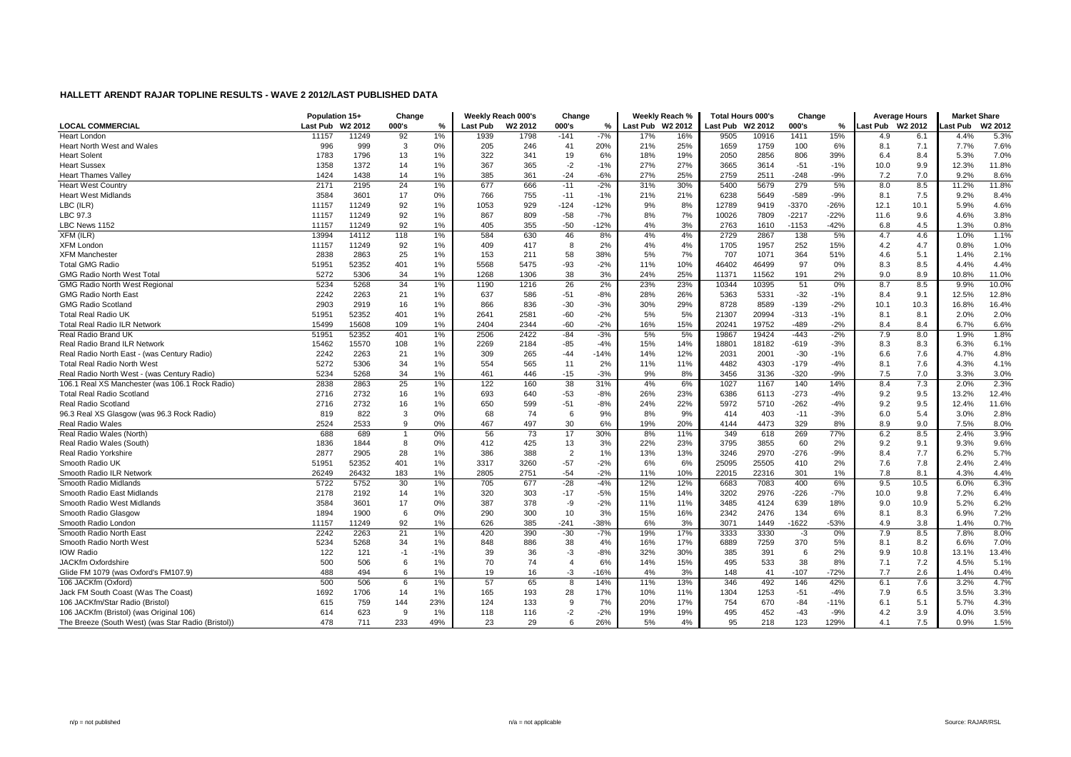## HALLETT ARENDT RAJAR TOPLINE RESULTS - WAVE 2 2012/LAST PUBLISHED DATA

| LOCAL COMMERCIAL | Population 15+ Last Pub | Population 15+ W2 2012 | Change 000's | Change % | Weekly Reach 000's Last Pub | Weekly Reach 000's W2 2012 | Change 000's | Change % | Weekly Reach % Last Pub | Weekly Reach % W2 2012 | Total Hours 000's Last Pub | Total Hours 000's W2 2012 | Change 000's | Change % | Average Hours Last Pub | Average Hours W2 2012 | Market Share Last Pub | Market Share W2 2012 |
|---|---|---|---|---|---|---|---|---|---|---|---|---|---|---|---|---|---|---|
| Heart London | 11157 | 11249 | 92 | 1% | 1939 | 1798 | -141 | -7% | 17% | 16% | 9505 | 10916 | 1411 | 15% | 4.9 | 6.1 | 4.4% | 5.3% |
| Heart North West and Wales | 996 | 999 | 3 | 0% | 205 | 246 | 41 | 20% | 21% | 25% | 1659 | 1759 | 100 | 6% | 8.1 | 7.1 | 7.7% | 7.6% |
| Heart Solent | 1783 | 1796 | 13 | 1% | 322 | 341 | 19 | 6% | 18% | 19% | 2050 | 2856 | 806 | 39% | 6.4 | 8.4 | 5.3% | 7.0% |
| Heart Sussex | 1358 | 1372 | 14 | 1% | 367 | 365 | -2 | -1% | 27% | 27% | 3665 | 3614 | -51 | -1% | 10.0 | 9.9 | 12.3% | 11.8% |
| Heart Thames Valley | 1424 | 1438 | 14 | 1% | 385 | 361 | -24 | -6% | 27% | 25% | 2759 | 2511 | -248 | -9% | 7.2 | 7.0 | 9.2% | 8.6% |
| Heart West Country | 2171 | 2195 | 24 | 1% | 677 | 666 | -11 | -2% | 31% | 30% | 5400 | 5679 | 279 | 5% | 8.0 | 8.5 | 11.2% | 11.8% |
| Heart West Midlands | 3584 | 3601 | 17 | 0% | 766 | 755 | -11 | -1% | 21% | 21% | 6238 | 5649 | -589 | -9% | 8.1 | 7.5 | 9.2% | 8.4% |
| LBC (ILR) | 11157 | 11249 | 92 | 1% | 1053 | 929 | -124 | -12% | 9% | 8% | 12789 | 9419 | -3370 | -26% | 12.1 | 10.1 | 5.9% | 4.6% |
| LBC 97.3 | 11157 | 11249 | 92 | 1% | 867 | 809 | -58 | -7% | 8% | 7% | 10026 | 7809 | -2217 | -22% | 11.6 | 9.6 | 4.6% | 3.8% |
| LBC News 1152 | 11157 | 11249 | 92 | 1% | 405 | 355 | -50 | -12% | 4% | 3% | 2763 | 1610 | -1153 | -42% | 6.8 | 4.5 | 1.3% | 0.8% |
| XFM (ILR) | 13994 | 14112 | 118 | 1% | 584 | 630 | 46 | 8% | 4% | 4% | 2729 | 2867 | 138 | 5% | 4.7 | 4.6 | 1.0% | 1.1% |
| XFM London | 11157 | 11249 | 92 | 1% | 409 | 417 | 8 | 2% | 4% | 4% | 1705 | 1957 | 252 | 15% | 4.2 | 4.7 | 0.8% | 1.0% |
| XFM Manchester | 2838 | 2863 | 25 | 1% | 153 | 211 | 58 | 38% | 5% | 7% | 707 | 1071 | 364 | 51% | 4.6 | 5.1 | 1.4% | 2.1% |
| Total GMG Radio | 51951 | 52352 | 401 | 1% | 5568 | 5475 | -93 | -2% | 11% | 10% | 46402 | 46499 | 97 | 0% | 8.3 | 8.5 | 4.4% | 4.4% |
| GMG Radio North West Total | 5272 | 5306 | 34 | 1% | 1268 | 1306 | 38 | 3% | 24% | 25% | 11371 | 11562 | 191 | 2% | 9.0 | 8.9 | 10.8% | 11.0% |
| GMG Radio North West Regional | 5234 | 5268 | 34 | 1% | 1190 | 1216 | 26 | 2% | 23% | 23% | 10344 | 10395 | 51 | 0% | 8.7 | 8.5 | 9.9% | 10.0% |
| GMG Radio North East | 2242 | 2263 | 21 | 1% | 637 | 586 | -51 | -8% | 28% | 26% | 5363 | 5331 | -32 | -1% | 8.4 | 9.1 | 12.5% | 12.8% |
| GMG Radio Scotland | 2903 | 2919 | 16 | 1% | 866 | 836 | -30 | -3% | 30% | 29% | 8728 | 8589 | -139 | -2% | 10.1 | 10.3 | 16.8% | 16.4% |
| Total Real Radio UK | 51951 | 52352 | 401 | 1% | 2641 | 2581 | -60 | -2% | 5% | 5% | 21307 | 20994 | -313 | -1% | 8.1 | 8.1 | 2.0% | 2.0% |
| Total Real Radio ILR Network | 15499 | 15608 | 109 | 1% | 2404 | 2344 | -60 | -2% | 16% | 15% | 20241 | 19752 | -489 | -2% | 8.4 | 8.4 | 6.7% | 6.6% |
| Real Radio Brand UK | 51951 | 52352 | 401 | 1% | 2506 | 2422 | -84 | -3% | 5% | 5% | 19867 | 19424 | -443 | -2% | 7.9 | 8.0 | 1.9% | 1.8% |
| Real Radio Brand ILR Network | 15462 | 15570 | 108 | 1% | 2269 | 2184 | -85 | -4% | 15% | 14% | 18801 | 18182 | -619 | -3% | 8.3 | 8.3 | 6.3% | 6.1% |
| Real Radio North East - (was Century Radio) | 2242 | 2263 | 21 | 1% | 309 | 265 | -44 | -14% | 14% | 12% | 2031 | 2001 | -30 | -1% | 6.6 | 7.6 | 4.7% | 4.8% |
| Total Real Radio North West | 5272 | 5306 | 34 | 1% | 554 | 565 | 11 | 2% | 11% | 11% | 4482 | 4303 | -179 | -4% | 8.1 | 7.6 | 4.3% | 4.1% |
| Real Radio North West - (was Century Radio) | 5234 | 5268 | 34 | 1% | 461 | 446 | -15 | -3% | 9% | 8% | 3456 | 3136 | -320 | -9% | 7.5 | 7.0 | 3.3% | 3.0% |
| 106.1 Real XS Manchester (was 106.1 Rock Radio) | 2838 | 2863 | 25 | 1% | 122 | 160 | 38 | 31% | 4% | 6% | 1027 | 1167 | 140 | 14% | 8.4 | 7.3 | 2.0% | 2.3% |
| Total Real Radio Scotland | 2716 | 2732 | 16 | 1% | 693 | 640 | -53 | -8% | 26% | 23% | 6386 | 6113 | -273 | -4% | 9.2 | 9.5 | 13.2% | 12.4% |
| Real Radio Scotland | 2716 | 2732 | 16 | 1% | 650 | 599 | -51 | -8% | 24% | 22% | 5972 | 5710 | -262 | -4% | 9.2 | 9.5 | 12.4% | 11.6% |
| 96.3 Real XS Glasgow (was 96.3 Rock Radio) | 819 | 822 | 3 | 0% | 68 | 74 | 6 | 9% | 8% | 9% | 414 | 403 | -11 | -3% | 6.0 | 5.4 | 3.0% | 2.8% |
| Real Radio Wales | 2524 | 2533 | 9 | 0% | 467 | 497 | 30 | 6% | 19% | 20% | 4144 | 4473 | 329 | 8% | 8.9 | 9.0 | 7.5% | 8.0% |
| Real Radio Wales (North) | 688 | 689 | 1 | 0% | 56 | 73 | 17 | 30% | 8% | 11% | 349 | 618 | 269 | 77% | 6.2 | 8.5 | 2.4% | 3.9% |
| Real Radio Wales (South) | 1836 | 1844 | 8 | 0% | 412 | 425 | 13 | 3% | 22% | 23% | 3795 | 3855 | 60 | 2% | 9.2 | 9.1 | 9.3% | 9.6% |
| Real Radio Yorkshire | 2877 | 2905 | 28 | 1% | 386 | 388 | 2 | 1% | 13% | 13% | 3246 | 2970 | -276 | -9% | 8.4 | 7.7 | 6.2% | 5.7% |
| Smooth Radio UK | 51951 | 52352 | 401 | 1% | 3317 | 3260 | -57 | -2% | 6% | 6% | 25095 | 25505 | 410 | 2% | 7.6 | 7.8 | 2.4% | 2.4% |
| Smooth Radio ILR Network | 26249 | 26432 | 183 | 1% | 2805 | 2751 | -54 | -2% | 11% | 10% | 22015 | 22316 | 301 | 1% | 7.8 | 8.1 | 4.3% | 4.4% |
| Smooth Radio Midlands | 5722 | 5752 | 30 | 1% | 705 | 677 | -28 | -4% | 12% | 12% | 6683 | 7083 | 400 | 6% | 9.5 | 10.5 | 6.0% | 6.3% |
| Smooth Radio East Midlands | 2178 | 2192 | 14 | 1% | 320 | 303 | -17 | -5% | 15% | 14% | 3202 | 2976 | -226 | -7% | 10.0 | 9.8 | 7.2% | 6.4% |
| Smooth Radio West Midlands | 3584 | 3601 | 17 | 0% | 387 | 378 | -9 | -2% | 11% | 11% | 3485 | 4124 | 639 | 18% | 9.0 | 10.9 | 5.2% | 6.2% |
| Smooth Radio Glasgow | 1894 | 1900 | 6 | 0% | 290 | 300 | 10 | 3% | 15% | 16% | 2342 | 2476 | 134 | 6% | 8.1 | 8.3 | 6.9% | 7.2% |
| Smooth Radio London | 11157 | 11249 | 92 | 1% | 626 | 385 | -241 | -38% | 6% | 3% | 3071 | 1449 | -1622 | -53% | 4.9 | 3.8 | 1.4% | 0.7% |
| Smooth Radio North East | 2242 | 2263 | 21 | 1% | 420 | 390 | -30 | -7% | 19% | 17% | 3333 | 3330 | -3 | 0% | 7.9 | 8.5 | 7.8% | 8.0% |
| Smooth Radio North West | 5234 | 5268 | 34 | 1% | 848 | 886 | 38 | 4% | 16% | 17% | 6889 | 7259 | 370 | 5% | 8.1 | 8.2 | 6.6% | 7.0% |
| IOW Radio | 122 | 121 | -1 | -1% | 39 | 36 | -3 | -8% | 32% | 30% | 385 | 391 | 6 | 2% | 9.9 | 10.8 | 13.1% | 13.4% |
| JACKfm Oxfordshire | 500 | 506 | 6 | 1% | 70 | 74 | 4 | 6% | 14% | 15% | 495 | 533 | 38 | 8% | 7.1 | 7.2 | 4.5% | 5.1% |
| Glide FM 1079 (was Oxford's FM107.9) | 488 | 494 | 6 | 1% | 19 | 16 | -3 | -16% | 4% | 3% | 148 | 41 | -107 | -72% | 7.7 | 2.6 | 1.4% | 0.4% |
| 106 JACKfm (Oxford) | 500 | 506 | 6 | 1% | 57 | 65 | 8 | 14% | 11% | 13% | 346 | 492 | 146 | 42% | 6.1 | 7.6 | 3.2% | 4.7% |
| Jack FM South Coast (Was The Coast) | 1692 | 1706 | 14 | 1% | 165 | 193 | 28 | 17% | 10% | 11% | 1304 | 1253 | -51 | -4% | 7.9 | 6.5 | 3.5% | 3.3% |
| 106 JACKfm/Star Radio (Bristol) | 615 | 759 | 144 | 23% | 124 | 133 | 9 | 7% | 20% | 17% | 754 | 670 | -84 | -11% | 6.1 | 5.1 | 5.7% | 4.3% |
| 106 JACKfm (Bristol) (was Original 106) | 614 | 623 | 9 | 1% | 118 | 116 | -2 | -2% | 19% | 19% | 495 | 452 | -43 | -9% | 4.2 | 3.9 | 4.0% | 3.5% |
| The Breeze (South West) (was Star Radio (Bristol)) | 478 | 711 | 233 | 49% | 23 | 29 | 6 | 26% | 5% | 4% | 95 | 218 | 123 | 129% | 4.1 | 7.5 | 0.9% | 1.5% |

n/p = not published    n/a = not applicable    Source: RAJAR/RSL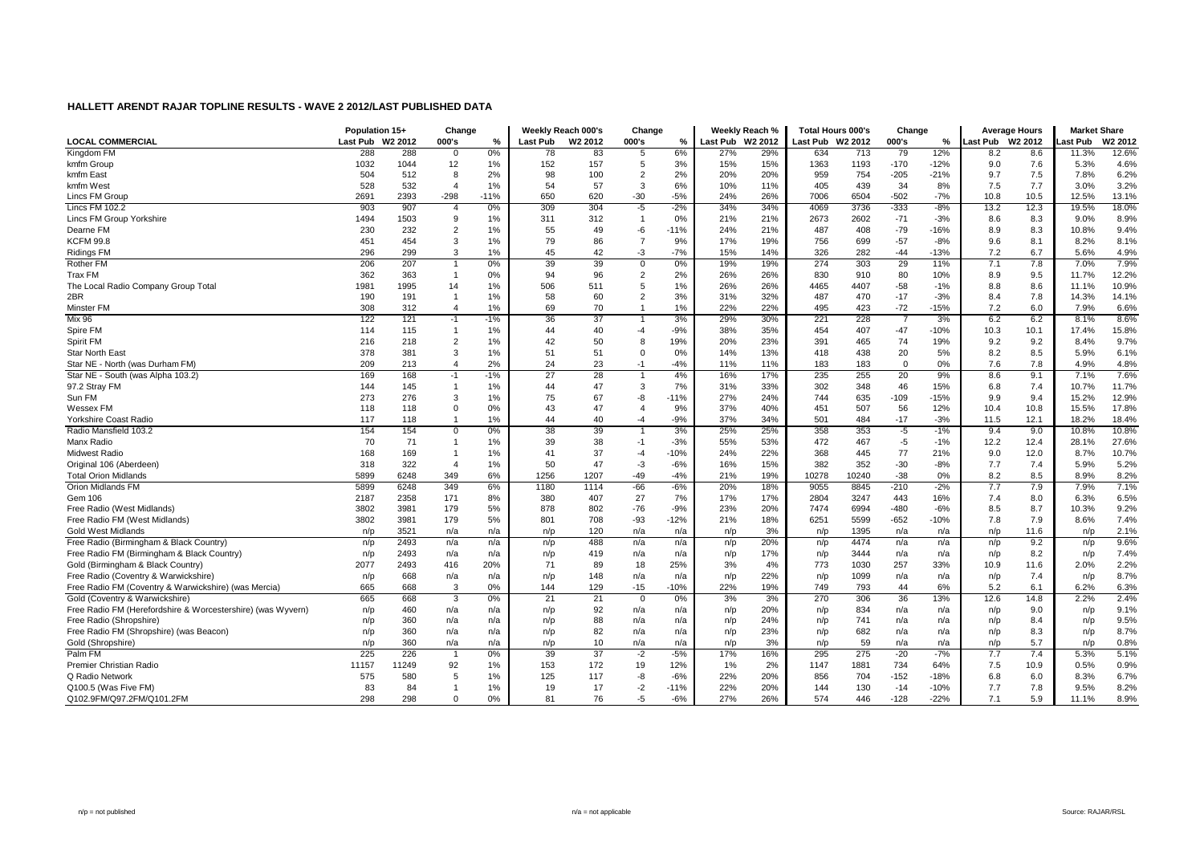# HALLETT ARENDT RAJAR TOPLINE RESULTS - WAVE 2 2012/LAST PUBLISHED DATA

| LOCAL COMMERCIAL | Population 15+ | | Change | | Weekly Reach 000's | | Change | | Weekly Reach % | | Total Hours 000's | | Change | | Average Hours | | Market Share | |
|---|---|---|---|---|---|---|---|---|---|---|---|---|---|---|---|---|---|---|
| | Last Pub | W2 2012 | 000's | % | Last Pub | W2 2012 | 000's | % | Last Pub | W2 2012 | Last Pub | W2 2012 | 000's | % | Last Pub | W2 2012 | Last Pub | W2 2012 |
| Kingdom FM | 288 | 288 | 0 | 0% | 78 | 83 | 5 | 6% | 27% | 29% | 634 | 713 | 79 | 12% | 8.2 | 8.6 | 11.3% | 12.6% |
| kmfm Group | 1032 | 1044 | 12 | 1% | 152 | 157 | 5 | 3% | 15% | 15% | 1363 | 1193 | -170 | -12% | 9.0 | 7.6 | 5.3% | 4.6% |
| kmfm East | 504 | 512 | 8 | 2% | 98 | 100 | 2 | 2% | 20% | 20% | 959 | 754 | -205 | -21% | 9.7 | 7.5 | 7.8% | 6.2% |
| kmfm West | 528 | 532 | 4 | 1% | 54 | 57 | 3 | 6% | 10% | 11% | 405 | 439 | 34 | 8% | 7.5 | 7.7 | 3.0% | 3.2% |
| Lincs FM Group | 2691 | 2393 | -298 | -11% | 650 | 620 | -30 | -5% | 24% | 26% | 7006 | 6504 | -502 | -7% | 10.8 | 10.5 | 12.5% | 13.1% |
| Lincs FM 102.2 | 903 | 907 | 4 | 0% | 309 | 304 | -5 | -2% | 34% | 34% | 4069 | 3736 | -333 | -8% | 13.2 | 12.3 | 19.5% | 18.0% |
| Lincs FM Group Yorkshire | 1494 | 1503 | 9 | 1% | 311 | 312 | 1 | 0% | 21% | 21% | 2673 | 2602 | -71 | -3% | 8.6 | 8.3 | 9.0% | 8.9% |
| Dearne FM | 230 | 232 | 2 | 1% | 55 | 49 | -6 | -11% | 24% | 21% | 487 | 408 | -79 | -16% | 8.9 | 8.3 | 10.8% | 9.4% |
| KCFM 99.8 | 451 | 454 | 3 | 1% | 79 | 86 | 7 | 9% | 17% | 19% | 756 | 699 | -57 | -8% | 9.6 | 8.1 | 8.2% | 8.1% |
| Ridings FM | 296 | 299 | 3 | 1% | 45 | 42 | -3 | -7% | 15% | 14% | 326 | 282 | -44 | -13% | 7.2 | 6.7 | 5.6% | 4.9% |
| Rother FM | 206 | 207 | 1 | 0% | 39 | 39 | 0 | 0% | 19% | 19% | 274 | 303 | 29 | 11% | 7.1 | 7.8 | 7.0% | 7.9% |
| Trax FM | 362 | 363 | 1 | 0% | 94 | 96 | 2 | 2% | 26% | 26% | 830 | 910 | 80 | 10% | 8.9 | 9.5 | 11.7% | 12.2% |
| The Local Radio Company Group Total | 1981 | 1995 | 14 | 1% | 506 | 511 | 5 | 1% | 26% | 26% | 4465 | 4407 | -58 | -1% | 8.8 | 8.6 | 11.1% | 10.9% |
| 2BR | 190 | 191 | 1 | 1% | 58 | 60 | 2 | 3% | 31% | 32% | 487 | 470 | -17 | -3% | 8.4 | 7.8 | 14.3% | 14.1% |
| Minster FM | 308 | 312 | 4 | 1% | 69 | 70 | 1 | 1% | 22% | 22% | 495 | 423 | -72 | -15% | 7.2 | 6.0 | 7.9% | 6.6% |
| Mix 96 | 122 | 121 | -1 | -1% | 36 | 37 | 1 | 3% | 29% | 30% | 221 | 228 | 7 | 3% | 6.2 | 6.2 | 8.1% | 8.6% |
| Spire FM | 114 | 115 | 1 | 1% | 44 | 40 | -4 | -9% | 38% | 35% | 454 | 407 | -47 | -10% | 10.3 | 10.1 | 17.4% | 15.8% |
| Spirit FM | 216 | 218 | 2 | 1% | 42 | 50 | 8 | 19% | 20% | 23% | 391 | 465 | 74 | 19% | 9.2 | 9.2 | 8.4% | 9.7% |
| Star North East | 378 | 381 | 3 | 1% | 51 | 51 | 0 | 0% | 14% | 13% | 418 | 438 | 20 | 5% | 8.2 | 8.5 | 5.9% | 6.1% |
| Star NE - North (was Durham FM) | 209 | 213 | 4 | 2% | 24 | 23 | -1 | -4% | 11% | 11% | 183 | 183 | 0 | 0% | 7.6 | 7.8 | 4.9% | 4.8% |
| Star NE - South (was Alpha 103.2) | 169 | 168 | -1 | -1% | 27 | 28 | 1 | 4% | 16% | 17% | 235 | 255 | 20 | 9% | 8.6 | 9.1 | 7.1% | 7.6% |
| 97.2 Stray FM | 144 | 145 | 1 | 1% | 44 | 47 | 3 | 7% | 31% | 33% | 302 | 348 | 46 | 15% | 6.8 | 7.4 | 10.7% | 11.7% |
| Sun FM | 273 | 276 | 3 | 1% | 75 | 67 | -8 | -11% | 27% | 24% | 744 | 635 | -109 | -15% | 9.9 | 9.4 | 15.2% | 12.9% |
| Wessex FM | 118 | 118 | 0 | 0% | 43 | 47 | 4 | 9% | 37% | 40% | 451 | 507 | 56 | 12% | 10.4 | 10.8 | 15.5% | 17.8% |
| Yorkshire Coast Radio | 117 | 118 | 1 | 1% | 44 | 40 | -4 | -9% | 37% | 34% | 501 | 484 | -17 | -3% | 11.5 | 12.1 | 18.2% | 18.4% |
| Radio Mansfield 103.2 | 154 | 154 | 0 | 0% | 38 | 39 | 1 | 3% | 25% | 25% | 358 | 353 | -5 | -1% | 9.4 | 9.0 | 10.8% | 10.8% |
| Manx Radio | 70 | 71 | 1 | 1% | 39 | 38 | -1 | -3% | 55% | 53% | 472 | 467 | -5 | -1% | 12.2 | 12.4 | 28.1% | 27.6% |
| Midwest Radio | 168 | 169 | 1 | 1% | 41 | 37 | -4 | -10% | 24% | 22% | 368 | 445 | 77 | 21% | 9.0 | 12.0 | 8.7% | 10.7% |
| Original 106 (Aberdeen) | 318 | 322 | 4 | 1% | 50 | 47 | -3 | -6% | 16% | 15% | 382 | 352 | -30 | -8% | 7.7 | 7.4 | 5.9% | 5.2% |
| Total Orion Midlands | 5899 | 6248 | 349 | 6% | 1256 | 1207 | -49 | -4% | 21% | 19% | 10278 | 10240 | -38 | 0% | 8.2 | 8.5 | 8.9% | 8.2% |
| Orion Midlands FM | 5899 | 6248 | 349 | 6% | 1180 | 1114 | -66 | -6% | 20% | 18% | 9055 | 8845 | -210 | -2% | 7.7 | 7.9 | 7.9% | 7.1% |
| Gem 106 | 2187 | 2358 | 171 | 8% | 380 | 407 | 27 | 7% | 17% | 17% | 2804 | 3247 | 443 | 16% | 7.4 | 8.0 | 6.3% | 6.5% |
| Free Radio (West Midlands) | 3802 | 3981 | 179 | 5% | 878 | 802 | -76 | -9% | 23% | 20% | 7474 | 6994 | -480 | -6% | 8.5 | 8.7 | 10.3% | 9.2% |
| Free Radio FM (West Midlands) | 3802 | 3981 | 179 | 5% | 801 | 708 | -93 | -12% | 21% | 18% | 6251 | 5599 | -652 | -10% | 7.8 | 7.9 | 8.6% | 7.4% |
| Gold West Midlands | n/p | 3521 | n/a | n/a | n/p | 120 | n/a | n/a | n/p | 3% | n/p | 1395 | n/a | n/a | n/p | 11.6 | n/p | 2.1% |
| Free Radio (Birmingham & Black Country) | n/p | 2493 | n/a | n/a | n/p | 488 | n/a | n/a | n/p | 20% | n/p | 4474 | n/a | n/a | n/p | 9.2 | n/p | 9.6% |
| Free Radio FM (Birmingham & Black Country) | n/p | 2493 | n/a | n/a | n/p | 419 | n/a | n/a | n/p | 17% | n/p | 3444 | n/a | n/a | n/p | 8.2 | n/p | 7.4% |
| Gold (Birmingham & Black Country) | 2077 | 2493 | 416 | 20% | 71 | 89 | 18 | 25% | 3% | 4% | 773 | 1030 | 257 | 33% | 10.9 | 11.6 | 2.0% | 2.2% |
| Free Radio (Coventry & Warwickshire) | n/p | 668 | n/a | n/a | n/p | 148 | n/a | n/a | n/p | 22% | n/p | 1099 | n/a | n/a | n/p | 7.4 | n/p | 8.7% |
| Free Radio FM (Coventry & Warwickshire) (was Mercia) | 665 | 668 | 3 | 0% | 144 | 129 | -15 | -10% | 22% | 19% | 749 | 793 | 44 | 6% | 5.2 | 6.1 | 6.2% | 6.3% |
| Gold (Coventry & Warwickshire) | 665 | 668 | 3 | 0% | 21 | 21 | 0 | 0% | 3% | 3% | 270 | 306 | 36 | 13% | 12.6 | 14.8 | 2.2% | 2.4% |
| Free Radio FM (Herefordshire & Worcestershire) (was Wyvern) | n/p | 460 | n/a | n/a | n/p | 92 | n/a | n/a | n/p | 20% | n/p | 834 | n/a | n/a | n/p | 9.0 | n/p | 9.1% |
| Free Radio (Shropshire) | n/p | 360 | n/a | n/a | n/p | 88 | n/a | n/a | n/p | 24% | n/p | 741 | n/a | n/a | n/p | 8.4 | n/p | 9.5% |
| Free Radio FM (Shropshire) (was Beacon) | n/p | 360 | n/a | n/a | n/p | 82 | n/a | n/a | n/p | 23% | n/p | 682 | n/a | n/a | n/p | 8.3 | n/p | 8.7% |
| Gold (Shropshire) | n/p | 360 | n/a | n/a | n/p | 10 | n/a | n/a | n/p | 3% | n/p | 59 | n/a | n/a | n/p | 5.7 | n/p | 0.8% |
| Palm FM | 225 | 226 | 1 | 0% | 39 | 37 | -2 | -5% | 17% | 16% | 295 | 275 | -20 | -7% | 7.7 | 7.4 | 5.3% | 5.1% |
| Premier Christian Radio | 11157 | 11249 | 92 | 1% | 153 | 172 | 19 | 12% | 1% | 2% | 1147 | 1881 | 734 | 64% | 7.5 | 10.9 | 0.5% | 0.9% |
| Q Radio Network | 575 | 580 | 5 | 1% | 125 | 117 | -8 | -6% | 22% | 20% | 856 | 704 | -152 | -18% | 6.8 | 6.0 | 8.3% | 6.7% |
| Q100.5 (Was Five FM) | 83 | 84 | 1 | 1% | 19 | 17 | -2 | -11% | 22% | 20% | 144 | 130 | -14 | -10% | 7.7 | 7.8 | 9.5% | 8.2% |
| Q102.9FM/Q97.2FM/Q101.2FM | 298 | 298 | 0 | 0% | 81 | 76 | -5 | -6% | 27% | 26% | 574 | 446 | -128 | -22% | 7.1 | 5.9 | 11.1% | 8.9% |

n/p = not published

n/a = not applicable

Source: RAJAR/RSL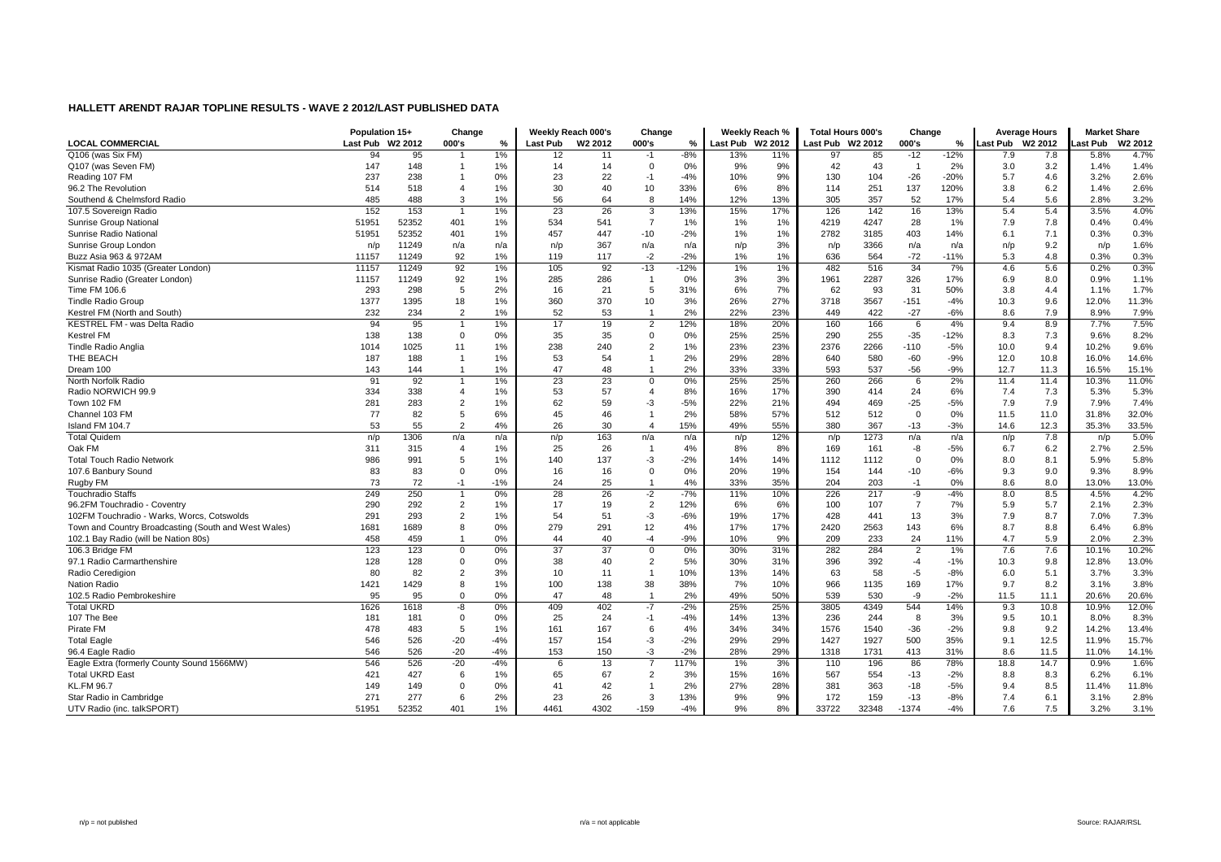# HALLETT ARENDT RAJAR TOPLINE RESULTS - WAVE 2 2012/LAST PUBLISHED DATA

| LOCAL COMMERCIAL | Population 15+ | | Change | | Weekly Reach 000's | | Change | | Weekly Reach % | | Total Hours 000's | | Change | | Average Hours | | Market Share | |
|---|---|---|---|---|---|---|---|---|---|---|---|---|---|---|---|---|---|---|
| | Last Pub | W2 2012 | 000's | % | Last Pub | W2 2012 | 000's | % | Last Pub | W2 2012 | Last Pub | W2 2012 | 000's | % | Last Pub | W2 2012 | Last Pub | W2 2012 |
| Q106 (was Six FM) | 94 | 95 | 1 | 1% | 12 | 11 | -1 | -8% | 13% | 11% | 97 | 85 | -12 | -12% | 7.9 | 7.8 | 5.8% | 4.7% |
| Q107 (was Seven FM) | 147 | 148 | 1 | 1% | 14 | 14 | 0 | 0% | 9% | 9% | 42 | 43 | 1 | 2% | 3.0 | 3.2 | 1.4% | 1.4% |
| Reading 107 FM | 237 | 238 | 1 | 0% | 23 | 22 | -1 | -4% | 10% | 9% | 130 | 104 | -26 | -20% | 5.7 | 4.6 | 3.2% | 2.6% |
| 96.2 The Revolution | 514 | 518 | 4 | 1% | 30 | 40 | 10 | 33% | 6% | 8% | 114 | 251 | 137 | 120% | 3.8 | 6.2 | 1.4% | 2.6% |
| Southend & Chelmsford Radio | 485 | 488 | 3 | 1% | 56 | 64 | 8 | 14% | 12% | 13% | 305 | 357 | 52 | 17% | 5.4 | 5.6 | 2.8% | 3.2% |
| 107.5 Sovereign Radio | 152 | 153 | 1 | 1% | 23 | 26 | 3 | 13% | 15% | 17% | 126 | 142 | 16 | 13% | 5.4 | 5.4 | 3.5% | 4.0% |
| Sunrise Group National | 51951 | 52352 | 401 | 1% | 534 | 541 | 7 | 1% | 1% | 1% | 4219 | 4247 | 28 | 1% | 7.9 | 7.8 | 0.4% | 0.4% |
| Sunrise Radio National | 51951 | 52352 | 401 | 1% | 457 | 447 | -10 | -2% | 1% | 1% | 2782 | 3185 | 403 | 14% | 6.1 | 7.1 | 0.3% | 0.3% |
| Sunrise Group London | n/p | 11249 | n/a | n/a | n/p | 367 | n/a | n/a | n/p | 3% | n/p | 3366 | n/a | n/a | n/p | 9.2 | n/p | 1.6% |
| Buzz Asia 963 & 972AM | 11157 | 11249 | 92 | 1% | 119 | 117 | -2 | -2% | 1% | 1% | 636 | 564 | -72 | -11% | 5.3 | 4.8 | 0.3% | 0.3% |
| Kismat Radio 1035 (Greater London) | 11157 | 11249 | 92 | 1% | 105 | 92 | -13 | -12% | 1% | 1% | 482 | 516 | 34 | 7% | 4.6 | 5.6 | 0.2% | 0.3% |
| Sunrise Radio (Greater London) | 11157 | 11249 | 92 | 1% | 285 | 286 | 1 | 0% | 3% | 3% | 1961 | 2287 | 326 | 17% | 6.9 | 8.0 | 0.9% | 1.1% |
| Time FM 106.6 | 293 | 298 | 5 | 2% | 16 | 21 | 5 | 31% | 6% | 7% | 62 | 93 | 31 | 50% | 3.8 | 4.4 | 1.1% | 1.7% |
| Tindle Radio Group | 1377 | 1395 | 18 | 1% | 360 | 370 | 10 | 3% | 26% | 27% | 3718 | 3567 | -151 | -4% | 10.3 | 9.6 | 12.0% | 11.3% |
| Kestrel FM (North and South) | 232 | 234 | 2 | 1% | 52 | 53 | 1 | 2% | 22% | 23% | 449 | 422 | -27 | -6% | 8.6 | 7.9 | 8.9% | 7.9% |
| KESTREL FM - was Delta Radio | 94 | 95 | 1 | 1% | 17 | 19 | 2 | 12% | 18% | 20% | 160 | 166 | 6 | 4% | 9.4 | 8.9 | 7.7% | 7.5% |
| Kestrel FM | 138 | 138 | 0 | 0% | 35 | 35 | 0 | 0% | 25% | 25% | 290 | 255 | -35 | -12% | 8.3 | 7.3 | 9.6% | 8.2% |
| Tindle Radio Anglia | 1014 | 1025 | 11 | 1% | 238 | 240 | 2 | 1% | 23% | 23% | 2376 | 2266 | -110 | -5% | 10.0 | 9.4 | 10.2% | 9.6% |
| THE BEACH | 187 | 188 | 1 | 1% | 53 | 54 | 1 | 2% | 29% | 28% | 640 | 580 | -60 | -9% | 12.0 | 10.8 | 16.0% | 14.6% |
| Dream 100 | 143 | 144 | 1 | 1% | 47 | 48 | 1 | 2% | 33% | 33% | 593 | 537 | -56 | -9% | 12.7 | 11.3 | 16.5% | 15.1% |
| North Norfolk Radio | 91 | 92 | 1 | 1% | 23 | 23 | 0 | 0% | 25% | 25% | 260 | 266 | 6 | 2% | 11.4 | 11.4 | 10.3% | 11.0% |
| Radio NORWICH 99.9 | 334 | 338 | 4 | 1% | 53 | 57 | 4 | 8% | 16% | 17% | 390 | 414 | 24 | 6% | 7.4 | 7.3 | 5.3% | 5.3% |
| Town 102 FM | 281 | 283 | 2 | 1% | 62 | 59 | -3 | -5% | 22% | 21% | 494 | 469 | -25 | -5% | 7.9 | 7.9 | 7.9% | 7.4% |
| Channel 103 FM | 77 | 82 | 5 | 6% | 45 | 46 | 1 | 2% | 58% | 57% | 512 | 512 | 0 | 0% | 11.5 | 11.0 | 31.8% | 32.0% |
| Island FM 104.7 | 53 | 55 | 2 | 4% | 26 | 30 | 4 | 15% | 49% | 55% | 380 | 367 | -13 | -3% | 14.6 | 12.3 | 35.3% | 33.5% |
| Total Quidem | n/p | 1306 | n/a | n/a | n/p | 163 | n/a | n/a | n/p | 12% | n/p | 1273 | n/a | n/a | n/p | 7.8 | n/p | 5.0% |
| Oak FM | 311 | 315 | 4 | 1% | 25 | 26 | 1 | 4% | 8% | 8% | 169 | 161 | -8 | -5% | 6.7 | 6.2 | 2.7% | 2.5% |
| Total Touch Radio Network | 986 | 991 | 5 | 1% | 140 | 137 | -3 | -2% | 14% | 14% | 1112 | 1112 | 0 | 0% | 8.0 | 8.1 | 5.9% | 5.8% |
| 107.6 Banbury Sound | 83 | 83 | 0 | 0% | 16 | 16 | 0 | 0% | 20% | 19% | 154 | 144 | -10 | -6% | 9.3 | 9.0 | 9.3% | 8.9% |
| Rugby FM | 73 | 72 | -1 | -1% | 24 | 25 | 1 | 4% | 33% | 35% | 204 | 203 | -1 | 0% | 8.6 | 8.0 | 13.0% | 13.0% |
| Touchradio Staffs | 249 | 250 | 1 | 0% | 28 | 26 | -2 | -7% | 11% | 10% | 226 | 217 | -9 | -4% | 8.0 | 8.5 | 4.5% | 4.2% |
| 96.2FM Touchradio - Coventry | 290 | 292 | 2 | 1% | 17 | 19 | 2 | 12% | 6% | 6% | 100 | 107 | 7 | 7% | 5.9 | 5.7 | 2.1% | 2.3% |
| 102FM Touchradio - Warks, Worcs, Cotswolds | 291 | 293 | 2 | 1% | 54 | 51 | -3 | -6% | 19% | 17% | 428 | 441 | 13 | 3% | 7.9 | 8.7 | 7.0% | 7.3% |
| Town and Country Broadcasting (South and West Wales) | 1681 | 1689 | 8 | 0% | 279 | 291 | 12 | 4% | 17% | 17% | 2420 | 2563 | 143 | 6% | 8.7 | 8.8 | 6.4% | 6.8% |
| 102.1 Bay Radio (will be Nation 80s) | 458 | 459 | 1 | 0% | 44 | 40 | -4 | -9% | 10% | 9% | 209 | 233 | 24 | 11% | 4.7 | 5.9 | 2.0% | 2.3% |
| 106.3 Bridge FM | 123 | 123 | 0 | 0% | 37 | 37 | 0 | 0% | 30% | 31% | 282 | 284 | 2 | 1% | 7.6 | 7.6 | 10.1% | 10.2% |
| 97.1 Radio Carmarthenshire | 128 | 128 | 0 | 0% | 38 | 40 | 2 | 5% | 30% | 31% | 396 | 392 | -4 | -1% | 10.3 | 9.8 | 12.8% | 13.0% |
| Radio Ceredigion | 80 | 82 | 2 | 3% | 10 | 11 | 1 | 10% | 13% | 14% | 63 | 58 | -5 | -8% | 6.0 | 5.1 | 3.7% | 3.3% |
| Nation Radio | 1421 | 1429 | 8 | 1% | 100 | 138 | 38 | 38% | 7% | 10% | 966 | 1135 | 169 | 17% | 9.7 | 8.2 | 3.1% | 3.8% |
| 102.5 Radio Pembrokeshire | 95 | 95 | 0 | 0% | 47 | 48 | 1 | 2% | 49% | 50% | 539 | 530 | -9 | -2% | 11.5 | 11.1 | 20.6% | 20.6% |
| Total UKRD | 1626 | 1618 | -8 | 0% | 409 | 402 | -7 | -2% | 25% | 25% | 3805 | 4349 | 544 | 14% | 9.3 | 10.8 | 10.9% | 12.0% |
| 107 The Bee | 181 | 181 | 0 | 0% | 25 | 24 | -1 | -4% | 14% | 13% | 236 | 244 | 8 | 3% | 9.5 | 10.1 | 8.0% | 8.3% |
| Pirate FM | 478 | 483 | 5 | 1% | 161 | 167 | 6 | 4% | 34% | 34% | 1576 | 1540 | -36 | -2% | 9.8 | 9.2 | 14.2% | 13.4% |
| Total Eagle | 546 | 526 | -20 | -4% | 157 | 154 | -3 | -2% | 29% | 29% | 1427 | 1927 | 500 | 35% | 9.1 | 12.5 | 11.9% | 15.7% |
| 96.4 Eagle Radio | 546 | 526 | -20 | -4% | 153 | 150 | -3 | -2% | 28% | 29% | 1318 | 1731 | 413 | 31% | 8.6 | 11.5 | 11.0% | 14.1% |
| Eagle Extra (formerly County Sound 1566MW) | 546 | 526 | -20 | -4% | 6 | 13 | 7 | 117% | 1% | 3% | 110 | 196 | 86 | 78% | 18.8 | 14.7 | 0.9% | 1.6% |
| Total UKRD East | 421 | 427 | 6 | 1% | 65 | 67 | 2 | 3% | 15% | 16% | 567 | 554 | -13 | -2% | 8.8 | 8.3 | 6.2% | 6.1% |
| KL.FM 96.7 | 149 | 149 | 0 | 0% | 41 | 42 | 1 | 2% | 27% | 28% | 381 | 363 | -18 | -5% | 9.4 | 8.5 | 11.4% | 11.8% |
| Star Radio in Cambridge | 271 | 277 | 6 | 2% | 23 | 26 | 3 | 13% | 9% | 9% | 172 | 159 | -13 | -8% | 7.4 | 6.1 | 3.1% | 2.8% |
| UTV Radio (inc. talkSPORT) | 51951 | 52352 | 401 | 1% | 4461 | 4302 | -159 | -4% | 9% | 8% | 33722 | 32348 | -1374 | -4% | 7.6 | 7.5 | 3.2% | 3.1% |

n/p = not published

n/a = not applicable

Source: RAJAR/RSL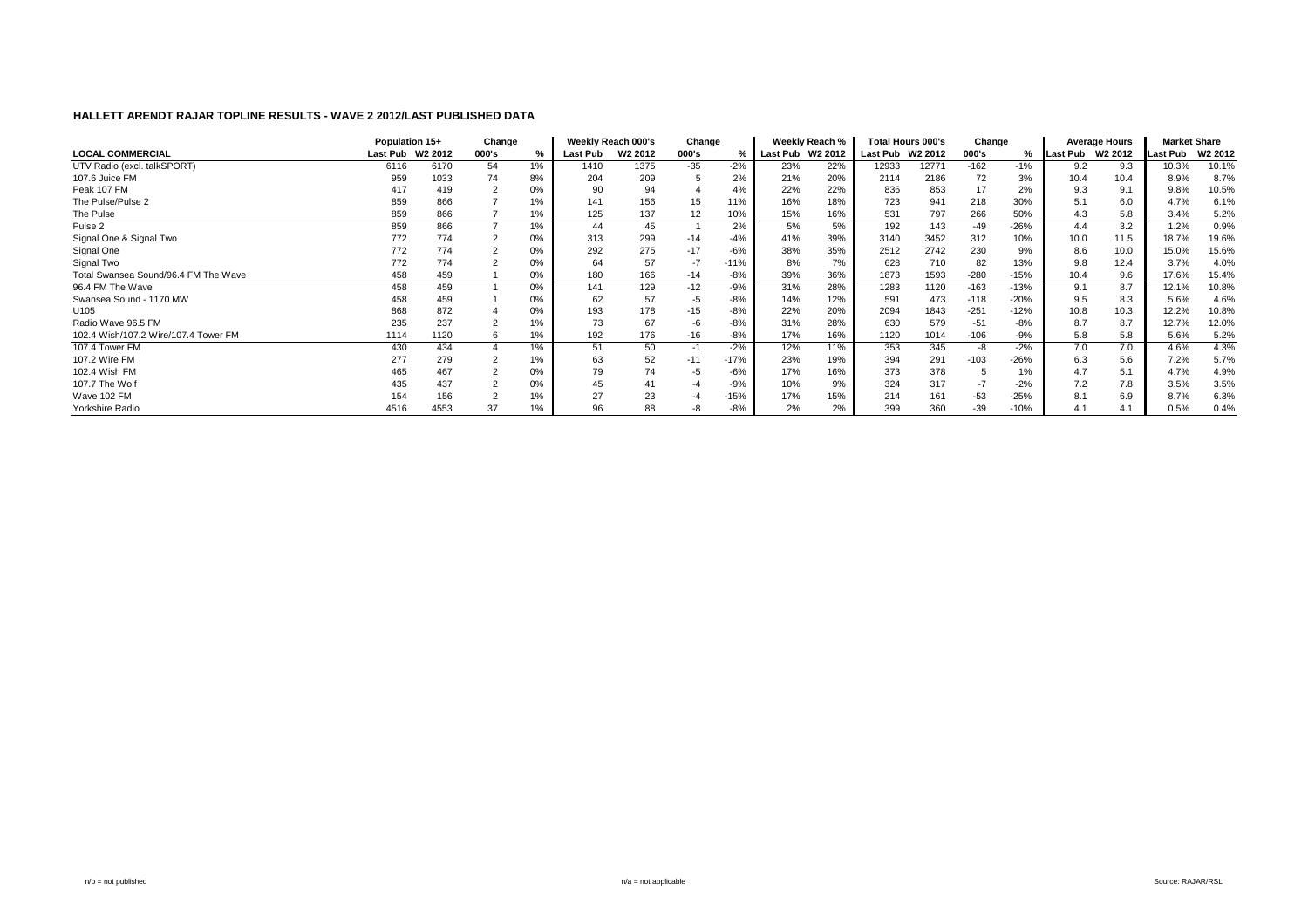## HALLETT ARENDT RAJAR TOPLINE RESULTS - WAVE 2 2012/LAST PUBLISHED DATA

| | Population 15+ | | Change | | Weekly Reach 000's | | Change | | Weekly Reach % | | Total Hours 000's | | Change | | Average Hours | | Market Share | |
|---|---|---|---|---|---|---|---|---|---|---|---|---|---|---|---|---|---|---|
| **LOCAL COMMERCIAL** | Last Pub | W2 2012 | 000's | % | Last Pub | W2 2012 | 000's | % | Last Pub | W2 2012 | Last Pub | W2 2012 | 000's | % | Last Pub | W2 2012 | Last Pub | W2 2012 |
| UTV Radio (excl. talkSPORT) | 6116 | 6170 | 54 | 1% | 1410 | 1375 | -35 | -2% | 23% | 22% | 12933 | 12771 | -162 | -1% | 9.2 | 9.3 | 10.3% | 10.1% |
| 107.6 Juice FM | 959 | 1033 | 74 | 8% | 204 | 209 | 5 | 2% | 21% | 20% | 2114 | 2186 | 72 | 3% | 10.4 | 10.4 | 8.9% | 8.7% |
| Peak 107 FM | 417 | 419 | 2 | 0% | 90 | 94 | 4 | 4% | 22% | 22% | 836 | 853 | 17 | 2% | 9.3 | 9.1 | 9.8% | 10.5% |
| The Pulse/Pulse 2 | 859 | 866 | 7 | 1% | 141 | 156 | 15 | 11% | 16% | 18% | 723 | 941 | 218 | 30% | 5.1 | 6.0 | 4.7% | 6.1% |
| The Pulse | 859 | 866 | 7 | 1% | 125 | 137 | 12 | 10% | 15% | 16% | 531 | 797 | 266 | 50% | 4.3 | 5.8 | 3.4% | 5.2% |
| Pulse 2 | 859 | 866 | 7 | 1% | 44 | 45 | 1 | 2% | 5% | 5% | 192 | 143 | -49 | -26% | 4.4 | 3.2 | 1.2% | 0.9% |
| Signal One & Signal Two | 772 | 774 | 2 | 0% | 313 | 299 | -14 | -4% | 41% | 39% | 3140 | 3452 | 312 | 10% | 10.0 | 11.5 | 18.7% | 19.6% |
| Signal One | 772 | 774 | 2 | 0% | 292 | 275 | -17 | -6% | 38% | 35% | 2512 | 2742 | 230 | 9% | 8.6 | 10.0 | 15.0% | 15.6% |
| Signal Two | 772 | 774 | 2 | 0% | 64 | 57 | -7 | -11% | 8% | 7% | 628 | 710 | 82 | 13% | 9.8 | 12.4 | 3.7% | 4.0% |
| Total Swansea Sound/96.4 FM The Wave | 458 | 459 | 1 | 0% | 180 | 166 | -14 | -8% | 39% | 36% | 1873 | 1593 | -280 | -15% | 10.4 | 9.6 | 17.6% | 15.4% |
| 96.4 FM The Wave | 458 | 459 | 1 | 0% | 141 | 129 | -12 | -9% | 31% | 28% | 1283 | 1120 | -163 | -13% | 9.1 | 8.7 | 12.1% | 10.8% |
| Swansea Sound - 1170 MW | 458 | 459 | 1 | 0% | 62 | 57 | -5 | -8% | 14% | 12% | 591 | 473 | -118 | -20% | 9.5 | 8.3 | 5.6% | 4.6% |
| U105 | 868 | 872 | 4 | 0% | 193 | 178 | -15 | -8% | 22% | 20% | 2094 | 1843 | -251 | -12% | 10.8 | 10.3 | 12.2% | 10.8% |
| Radio Wave 96.5 FM | 235 | 237 | 2 | 1% | 73 | 67 | -6 | -8% | 31% | 28% | 630 | 579 | -51 | -8% | 8.7 | 8.7 | 12.7% | 12.0% |
| 102.4 Wish/107.2 Wire/107.4 Tower FM | 1114 | 1120 | 6 | 1% | 192 | 176 | -16 | -8% | 17% | 16% | 1120 | 1014 | -106 | -9% | 5.8 | 5.8 | 5.6% | 5.2% |
| 107.4 Tower FM | 430 | 434 | 4 | 1% | 51 | 50 | -1 | -2% | 12% | 11% | 353 | 345 | -8 | -2% | 7.0 | 7.0 | 4.6% | 4.3% |
| 107.2 Wire FM | 277 | 279 | 2 | 1% | 63 | 52 | -11 | -17% | 23% | 19% | 394 | 291 | -103 | -26% | 6.3 | 5.6 | 7.2% | 5.7% |
| 102.4 Wish FM | 465 | 467 | 2 | 0% | 79 | 74 | -5 | -6% | 17% | 16% | 373 | 378 | 5 | 1% | 4.7 | 5.1 | 4.7% | 4.9% |
| 107.7 The Wolf | 435 | 437 | 2 | 0% | 45 | 41 | -4 | -9% | 10% | 9% | 324 | 317 | -7 | -2% | 7.2 | 7.8 | 3.5% | 3.5% |
| Wave 102 FM | 154 | 156 | 2 | 1% | 27 | 23 | -4 | -15% | 17% | 15% | 214 | 161 | -53 | -25% | 8.1 | 6.9 | 8.7% | 6.3% |
| Yorkshire Radio | 4516 | 4553 | 37 | 1% | 96 | 88 | -8 | -8% | 2% | 2% | 399 | 360 | -39 | -10% | 4.1 | 4.1 | 0.5% | 0.4% |

n/p = not published

n/a = not applicable

Source: RAJAR/RSL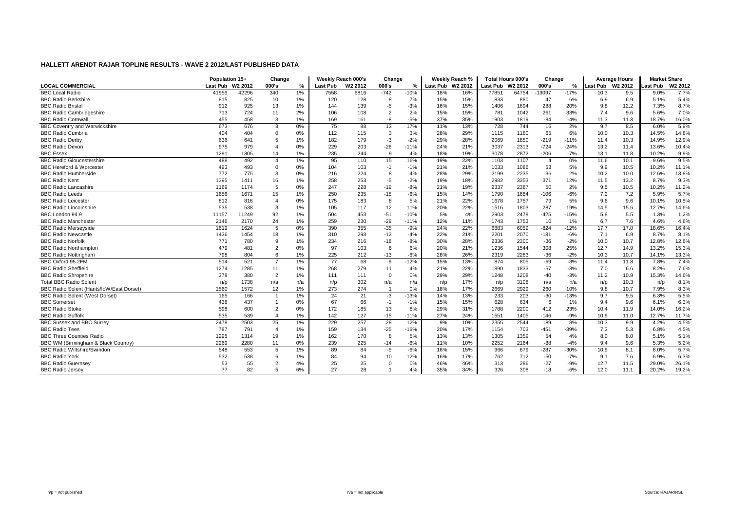# HALLETT ARENDT RAJAR TOPLINE RESULTS - WAVE 2 2012/LAST PUBLISHED DATA

| | Population 15+ | | Change | | Weekly Reach 000's | | Change | | Weekly Reach % | | Total Hours 000's | | Change | | Average Hours | | Market Share | |
|---|---|---|---|---|---|---|---|---|---|---|---|---|---|---|---|---|---|---|
| LOCAL COMMERCIAL | Last Pub | W2 2012 | 000's | % | Last Pub | W2 2012 | 000's | % | Last Pub | W2 2012 | Last Pub | W2 2012 | 000's | % | Last Pub | W2 2012 | Last Pub | W2 2012 |
| BBC Local Radio | 41956 | 42296 | 340 | 1% | 7558 | 6816 | -742 | -10% | 18% | 16% | 77851 | 64754 | -13097 | -17% | 10.3 | 9.5 | 9.0% | 7.7% |
| BBC Radio Berkshire | 815 | 825 | 10 | 1% | 120 | 128 | 8 | 7% | 15% | 15% | 833 | 880 | 47 | 6% | 6.9 | 6.9 | 5.1% | 5.4% |
| BBC Radio Bristol | 912 | 925 | 13 | 1% | 144 | 139 | -5 | -3% | 16% | 15% | 1406 | 1694 | 288 | 20% | 9.8 | 12.2 | 7.3% | 8.7% |
| BBC Radio Cambridgeshire | 713 | 724 | 11 | 2% | 106 | 108 | 2 | 2% | 15% | 15% | 781 | 1042 | 261 | 33% | 7.4 | 9.6 | 5.6% | 7.0% |
| BBC Radio Cornwall | 455 | 458 | 3 | 1% | 169 | 161 | -8 | -5% | 37% | 35% | 1903 | 1819 | -84 | -4% | 11.3 | 11.3 | 18.7% | 16.0% |
| BBC Coventry and Warwickshire | 673 | 676 | 3 | 0% | 75 | 88 | 13 | 17% | 11% | 13% | 728 | 744 | 16 | 2% | 9.7 | 8.5 | 6.0% | 5.9% |
| BBC Radio Cumbria | 404 | 404 | 0 | 0% | 112 | 115 | 3 | 3% | 28% | 29% | 1115 | 1180 | 65 | 6% | 10.0 | 10.3 | 14.5% | 14.8% |
| BBC Radio Derby | 636 | 641 | 5 | 1% | 182 | 179 | -3 | -2% | 29% | 28% | 2069 | 1850 | -219 | -11% | 11.4 | 10.3 | 14.9% | 12.9% |
| BBC Radio Devon | 975 | 979 | 4 | 0% | 229 | 203 | -26 | -11% | 24% | 21% | 3037 | 2313 | -724 | -24% | 13.2 | 11.4 | 13.6% | 10.4% |
| BBC Essex | 1291 | 1305 | 14 | 1% | 235 | 244 | 9 | 4% | 18% | 19% | 3078 | 2872 | -206 | -7% | 13.1 | 11.8 | 10.2% | 9.9% |
| BBC Radio Gloucestershire | 488 | 492 | 4 | 1% | 95 | 110 | 15 | 16% | 19% | 22% | 1103 | 1107 | 4 | 0% | 11.6 | 10.1 | 9.6% | 9.5% |
| BBC Hereford & Worcester | 493 | 493 | 0 | 0% | 104 | 103 | -1 | -1% | 21% | 21% | 1033 | 1086 | 53 | 5% | 9.9 | 10.5 | 10.2% | 11.1% |
| BBC Radio Humberside | 772 | 775 | 3 | 0% | 216 | 224 | 8 | 4% | 28% | 29% | 2199 | 2235 | 36 | 2% | 10.2 | 10.0 | 12.6% | 13.8% |
| BBC Radio Kent | 1395 | 1411 | 16 | 1% | 258 | 253 | -5 | -2% | 19% | 18% | 2982 | 3353 | 371 | 12% | 11.5 | 13.2 | 8.7% | 9.3% |
| BBC Radio Lancashire | 1169 | 1174 | 5 | 0% | 247 | 228 | -19 | -8% | 21% | 19% | 2337 | 2387 | 50 | 2% | 9.5 | 10.5 | 10.2% | 11.2% |
| BBC Radio Leeds | 1656 | 1671 | 15 | 1% | 250 | 235 | -15 | -6% | 15% | 14% | 1790 | 1684 | -106 | -6% | 7.2 | 7.2 | 5.9% | 5.7% |
| BBC Radio Leicester | 812 | 816 | 4 | 0% | 175 | 183 | 8 | 5% | 21% | 22% | 1678 | 1757 | 79 | 5% | 9.6 | 9.6 | 10.1% | 10.5% |
| BBC Radio Lincolnshire | 535 | 538 | 3 | 1% | 105 | 117 | 12 | 11% | 20% | 22% | 1516 | 1803 | 287 | 19% | 14.5 | 15.5 | 12.7% | 14.6% |
| BBC London 94.9 | 11157 | 11249 | 92 | 1% | 504 | 453 | -51 | -10% | 5% | 4% | 2903 | 2478 | -425 | -15% | 5.8 | 5.5 | 1.3% | 1.2% |
| BBC Radio Manchester | 2146 | 2170 | 24 | 1% | 259 | 230 | -29 | -11% | 12% | 11% | 1743 | 1753 | 10 | 1% | 6.7 | 7.6 | 4.6% | 4.6% |
| BBC Radio Merseyside | 1619 | 1624 | 5 | 0% | 390 | 355 | -35 | -9% | 24% | 22% | 6883 | 6059 | -824 | -12% | 17.7 | 17.0 | 18.6% | 16.4% |
| BBC Radio Newcastle | 1436 | 1454 | 18 | 1% | 310 | 298 | -12 | -4% | 22% | 21% | 2201 | 2070 | -131 | -6% | 7.1 | 6.9 | 8.7% | 8.1% |
| BBC Radio Norfolk | 771 | 780 | 9 | 1% | 234 | 216 | -18 | -8% | 30% | 28% | 2336 | 2300 | -36 | -2% | 10.0 | 10.7 | 12.8% | 12.6% |
| BBC Radio Northampton | 479 | 481 | 2 | 0% | 97 | 103 | 6 | 6% | 20% | 21% | 1236 | 1544 | 308 | 25% | 12.7 | 14.9 | 13.2% | 15.3% |
| BBC Radio Nottingham | 798 | 804 | 6 | 1% | 225 | 212 | -13 | -6% | 28% | 26% | 2319 | 2283 | -36 | -2% | 10.3 | 10.7 | 14.1% | 13.3% |
| BBC Oxford 95.2FM | 514 | 521 | 7 | 1% | 77 | 68 | -9 | -12% | 15% | 13% | 874 | 805 | -69 | -8% | 11.4 | 11.8 | 7.8% | 7.4% |
| BBC Radio Sheffield | 1274 | 1285 | 11 | 1% | 268 | 279 | 11 | 4% | 21% | 22% | 1890 | 1833 | -57 | -3% | 7.0 | 6.6 | 8.2% | 7.6% |
| BBC Radio Shropshire | 378 | 380 | 2 | 1% | 111 | 111 | 0 | 0% | 29% | 29% | 1248 | 1208 | -40 | -3% | 11.2 | 10.9 | 15.3% | 14.6% |
| Total BBC Radio Solent | n/p | 1738 | n/a | n/a | n/p | 302 | n/a | n/a | n/p | 17% | n/p | 3108 | n/a | n/a | n/p | 10.3 | n/p | 8.1% |
| BBC Radio Solent (Hants/IoW/East Dorset) | 1560 | 1572 | 12 | 1% | 273 | 274 | 1 | 0% | 18% | 17% | 2669 | 2929 | 260 | 10% | 9.8 | 10.7 | 7.9% | 8.3% |
| BBC Radio Solent (West Dorset) | 165 | 166 | 1 | 1% | 24 | 21 | -3 | -13% | 14% | 13% | 233 | 203 | -30 | -13% | 9.7 | 9.5 | 6.3% | 5.5% |
| BBC Somerset | 436 | 437 | 1 | 0% | 67 | 66 | -1 | -1% | 15% | 15% | 628 | 634 | 6 | 1% | 9.4 | 9.6 | 6.1% | 6.3% |
| BBC Radio Stoke | 598 | 600 | 2 | 0% | 172 | 185 | 13 | 8% | 29% | 31% | 1788 | 2200 | 412 | 23% | 10.4 | 11.9 | 14.0% | 16.2% |
| BBC Radio Suffolk | 535 | 539 | 4 | 1% | 142 | 127 | -15 | -11% | 27% | 24% | 1551 | 1405 | -146 | -9% | 10.9 | 11.0 | 12.7% | 11.7% |
| BBC Sussex and BBC Surrey | 2478 | 2503 | 25 | 1% | 229 | 257 | 28 | 12% | 9% | 10% | 2355 | 2544 | 189 | 8% | 10.3 | 9.9 | 4.2% | 4.5% |
| BBC Radio Tees | 787 | 791 | 4 | 1% | 159 | 134 | -25 | -16% | 20% | 17% | 1154 | 703 | -451 | -39% | 7.3 | 5.3 | 6.8% | 4.5% |
| BBC Three Counties Radio | 1295 | 1314 | 19 | 1% | 162 | 170 | 8 | 5% | 13% | 13% | 1305 | 1359 | 54 | 4% | 8.0 | 8.0 | 5.1% | 5.1% |
| BBC WM (Birmingham & Black Country) | 2269 | 2280 | 11 | 0% | 239 | 225 | -14 | -6% | 11% | 10% | 2252 | 2164 | -88 | -4% | 9.4 | 9.6 | 5.3% | 5.2% |
| BBC Radio Wiltshire/Swindon | 548 | 553 | 5 | 1% | 89 | 84 | -5 | -6% | 16% | 15% | 966 | 679 | -287 | -30% | 10.9 | 8.1 | 8.0% | 5.7% |
| BBC Radio York | 532 | 538 | 6 | 1% | 84 | 94 | 10 | 12% | 16% | 17% | 762 | 712 | -50 | -7% | 9.1 | 7.6 | 6.9% | 6.3% |
| BBC Radio Guernsey | 53 | 55 | 2 | 4% | 25 | 25 | 0 | 0% | 46% | 46% | 313 | 286 | -27 | -9% | 12.7 | 11.5 | 29.0% | 26.1% |
| BBC Radio Jersey | 77 | 82 | 5 | 6% | 27 | 28 | 1 | 4% | 35% | 34% | 326 | 308 | -18 | -6% | 12.0 | 11.1 | 20.2% | 19.2% |

n/p = not published

n/a = not applicable

Source: RAJAR/RSL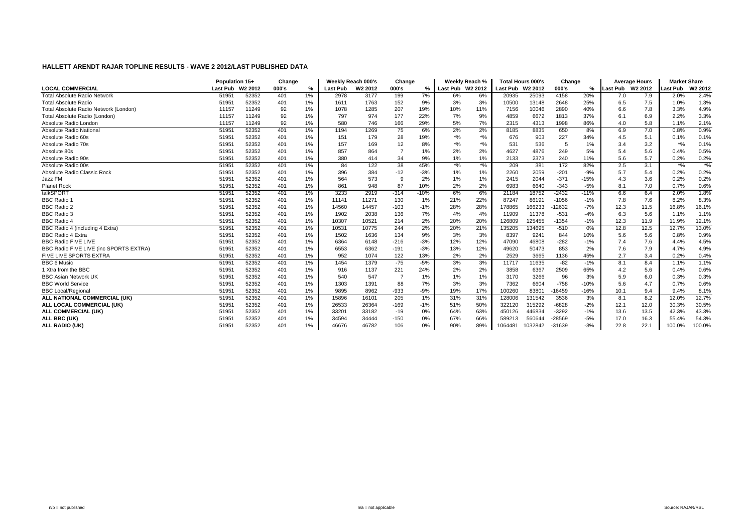## HALLETT ARENDT RAJAR TOPLINE RESULTS - WAVE 2 2012/LAST PUBLISHED DATA

| | Population 15+ | | Change | | Weekly Reach 000's | | Change | | Weekly Reach % | | Total Hours 000's | | Change | | Average Hours | | Market Share | |
|---|---|---|---|---|---|---|---|---|---|---|---|---|---|---|---|---|---|---|
| **LOCAL COMMERCIAL** | Last Pub | W2 2012 | 000's | % | Last Pub | W2 2012 | 000's | % | Last Pub | W2 2012 | Last Pub | W2 2012 | 000's | % | Last Pub | W2 2012 | Last Pub | W2 2012 |
| Total Absolute Radio Network | 51951 | 52352 | 401 | 1% | 2978 | 3177 | 199 | 7% | 6% | 6% | 20935 | 25093 | 4158 | 20% | 7.0 | 7.9 | 2.0% | 2.4% |
| Total Absolute Radio | 51951 | 52352 | 401 | 1% | 1611 | 1763 | 152 | 9% | 3% | 3% | 10500 | 13148 | 2648 | 25% | 6.5 | 7.5 | 1.0% | 1.3% |
| Total Absolute Radio Network (London) | 11157 | 11249 | 92 | 1% | 1078 | 1285 | 207 | 19% | 10% | 11% | 7156 | 10046 | 2890 | 40% | 6.6 | 7.8 | 3.3% | 4.9% |
| Total Absolute Radio (London) | 11157 | 11249 | 92 | 1% | 797 | 974 | 177 | 22% | 7% | 9% | 4859 | 6672 | 1813 | 37% | 6.1 | 6.9 | 2.2% | 3.3% |
| Absolute Radio London | 11157 | 11249 | 92 | 1% | 580 | 746 | 166 | 29% | 5% | 7% | 2315 | 4313 | 1998 | 86% | 4.0 | 5.8 | 1.1% | 2.1% |
| Absolute Radio National | 51951 | 52352 | 401 | 1% | 1194 | 1269 | 75 | 6% | 2% | 2% | 8185 | 8835 | 650 | 8% | 6.9 | 7.0 | 0.8% | 0.9% |
| Absolute Radio 60s | 51951 | 52352 | 401 | 1% | 151 | 179 | 28 | 19% | *% | *% | 676 | 903 | 227 | 34% | 4.5 | 5.1 | 0.1% | 0.1% |
| Absolute Radio 70s | 51951 | 52352 | 401 | 1% | 157 | 169 | 12 | 8% | *% | *% | 531 | 536 | 5 | 1% | 3.4 | 3.2 | *% | 0.1% |
| Absolute 80s | 51951 | 52352 | 401 | 1% | 857 | 864 | 7 | 1% | 2% | 2% | 4627 | 4876 | 249 | 5% | 5.4 | 5.6 | 0.4% | 0.5% |
| Absolute Radio 90s | 51951 | 52352 | 401 | 1% | 380 | 414 | 34 | 9% | 1% | 1% | 2133 | 2373 | 240 | 11% | 5.6 | 5.7 | 0.2% | 0.2% |
| Absolute Radio 00s | 51951 | 52352 | 401 | 1% | 84 | 122 | 38 | 45% | *% | *% | 209 | 381 | 172 | 82% | 2.5 | 3.1 | *% | *% |
| Absolute Radio Classic Rock | 51951 | 52352 | 401 | 1% | 396 | 384 | -12 | -3% | 1% | 1% | 2260 | 2059 | -201 | -9% | 5.7 | 5.4 | 0.2% | 0.2% |
| Jazz FM | 51951 | 52352 | 401 | 1% | 564 | 573 | 9 | 2% | 1% | 1% | 2415 | 2044 | -371 | -15% | 4.3 | 3.6 | 0.2% | 0.2% |
| Planet Rock | 51951 | 52352 | 401 | 1% | 861 | 948 | 87 | 10% | 2% | 2% | 6983 | 6640 | -343 | -5% | 8.1 | 7.0 | 0.7% | 0.6% |
| talkSPORT | 51951 | 52352 | 401 | 1% | 3233 | 2919 | -314 | -10% | 6% | 6% | 21184 | 18752 | -2432 | -11% | 6.6 | 6.4 | 2.0% | 1.8% |
| BBC Radio 1 | 51951 | 52352 | 401 | 1% | 11141 | 11271 | 130 | 1% | 21% | 22% | 87247 | 86191 | -1056 | -1% | 7.8 | 7.6 | 8.2% | 8.3% |
| BBC Radio 2 | 51951 | 52352 | 401 | 1% | 14560 | 14457 | -103 | -1% | 28% | 28% | 178865 | 166233 | -12632 | -7% | 12.3 | 11.5 | 16.8% | 16.1% |
| BBC Radio 3 | 51951 | 52352 | 401 | 1% | 1902 | 2038 | 136 | 7% | 4% | 4% | 11909 | 11378 | -531 | -4% | 6.3 | 5.6 | 1.1% | 1.1% |
| BBC Radio 4 | 51951 | 52352 | 401 | 1% | 10307 | 10521 | 214 | 2% | 20% | 20% | 126809 | 125455 | -1354 | -1% | 12.3 | 11.9 | 11.9% | 12.1% |
| BBC Radio 4 (including 4 Extra) | 51951 | 52352 | 401 | 1% | 10531 | 10775 | 244 | 2% | 20% | 21% | 135205 | 134695 | -510 | 0% | 12.8 | 12.5 | 12.7% | 13.0% |
| BBC Radio 4 Extra | 51951 | 52352 | 401 | 1% | 1502 | 1636 | 134 | 9% | 3% | 3% | 8397 | 9241 | 844 | 10% | 5.6 | 5.6 | 0.8% | 0.9% |
| BBC Radio FIVE LIVE | 51951 | 52352 | 401 | 1% | 6364 | 6148 | -216 | -3% | 12% | 12% | 47090 | 46808 | -282 | -1% | 7.4 | 7.6 | 4.4% | 4.5% |
| BBC Radio FIVE LIVE (inc SPORTS EXTRA) | 51951 | 52352 | 401 | 1% | 6553 | 6362 | -191 | -3% | 13% | 12% | 49620 | 50473 | 853 | 2% | 7.6 | 7.9 | 4.7% | 4.9% |
| FIVE LIVE SPORTS EXTRA | 51951 | 52352 | 401 | 1% | 952 | 1074 | 122 | 13% | 2% | 2% | 2529 | 3665 | 1136 | 45% | 2.7 | 3.4 | 0.2% | 0.4% |
| BBC 6 Music | 51951 | 52352 | 401 | 1% | 1454 | 1379 | -75 | -5% | 3% | 3% | 11717 | 11635 | -82 | -1% | 8.1 | 8.4 | 1.1% | 1.1% |
| 1 Xtra from the BBC | 51951 | 52352 | 401 | 1% | 916 | 1137 | 221 | 24% | 2% | 2% | 3858 | 6367 | 2509 | 65% | 4.2 | 5.6 | 0.4% | 0.6% |
| BBC Asian Network UK | 51951 | 52352 | 401 | 1% | 540 | 547 | 7 | 1% | 1% | 1% | 3170 | 3266 | 96 | 3% | 5.9 | 6.0 | 0.3% | 0.3% |
| BBC World Service | 51951 | 52352 | 401 | 1% | 1303 | 1391 | 88 | 7% | 3% | 3% | 7362 | 6604 | -758 | -10% | 5.6 | 4.7 | 0.7% | 0.6% |
| BBC Local/Regional | 51951 | 52352 | 401 | 1% | 9895 | 8962 | -933 | -9% | 19% | 17% | 100260 | 83801 | -16459 | -16% | 10.1 | 9.4 | 9.4% | 8.1% |
| **ALL NATIONAL COMMERCIAL (UK)** | 51951 | 52352 | 401 | 1% | 15896 | 16101 | 205 | 1% | 31% | 31% | 128006 | 131542 | 3536 | 3% | 8.1 | 8.2 | 12.0% | 12.7% |
| **ALL LOCAL COMMERCIAL (UK)** | 51951 | 52352 | 401 | 1% | 26533 | 26364 | -169 | -1% | 51% | 50% | 322120 | 315292 | -6828 | -2% | 12.1 | 12.0 | 30.3% | 30.5% |
| **ALL COMMERCIAL (UK)** | 51951 | 52352 | 401 | 1% | 33201 | 33182 | -19 | 0% | 64% | 63% | 450126 | 446834 | -3292 | -1% | 13.6 | 13.5 | 42.3% | 43.3% |
| **ALL BBC (UK)** | 51951 | 52352 | 401 | 1% | 34594 | 34444 | -150 | 0% | 67% | 66% | 589213 | 560644 | -28569 | -5% | 17.0 | 16.3 | 55.4% | 54.3% |
| **ALL RADIO (UK)** | 51951 | 52352 | 401 | 1% | 46676 | 46782 | 106 | 0% | 90% | 89% | 1064481 | 1032842 | -31639 | -3% | 22.8 | 22.1 | 100.0% | 100.0% |

n/p = not published

n/a = not applicable

Source: RAJAR/RSL